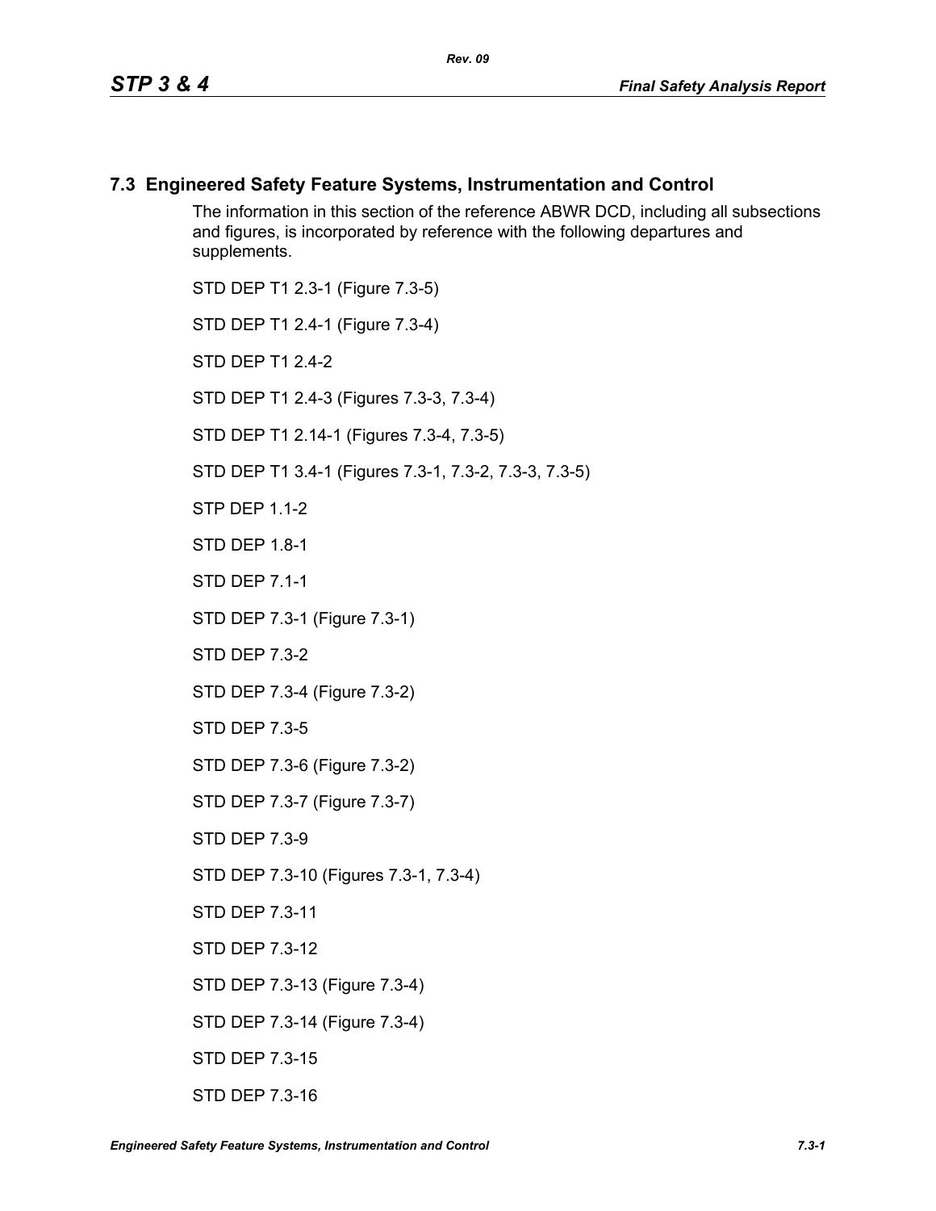## 7.3 Engineered Safety Feature Systems, Instrumentation and Control

The information in this section of the reference ABWR DCD, including all subsections and figures, is incorporated by reference with the following departures and supplements.

STD DEP T1 2.3-1 (Figure 7.3-5)

STD DEP T1 2.4-1 (Figure 7.3-4)

STD DEP T1 2.4-2

STD DEP T1 2.4-3 (Figures 7.3-3, 7.3-4)

STD DEP T1 2.14-1 (Figures 7.3-4, 7.3-5)

STD DEP T1 3.4-1 (Figures 7.3-1, 7.3-2, 7.3-3, 7.3-5)

STP DEP 1.1-2

STD DEP 1.8-1

STD DEP 7.1-1

STD DEP 7.3-1 (Figure 7.3-1)

STD DEP 7.3-2

STD DEP 7.3-4 (Figure 7.3-2)

STD DEP 7.3-5

STD DEP 7.3-6 (Figure 7.3-2)

STD DEP 7.3-7 (Figure 7.3-7)

STD DEP 7.3-9

STD DEP 7.3-10 (Figures 7.3-1, 7.3-4)

STD DEP 7.3-11

STD DEP 7.3-12

STD DEP 7.3-13 (Figure 7.3-4)

STD DEP 7.3-14 (Figure 7.3-4)

STD DEP 7.3-15

STD DEP 7.3-16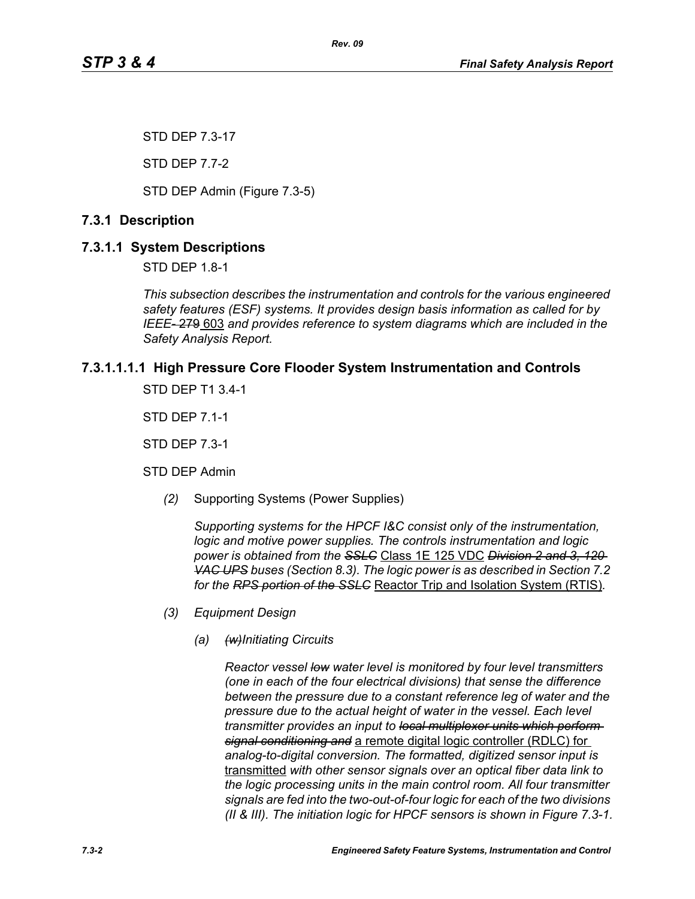STD DEP 7.3-17

STD DEP 7.7-2

STD DEP Admin (Figure 7.3-5)

## 7.3.1 Description

## 7.3.1.1 System Descriptions

STD DEP 1.8-1

*This subsection describes the instrumentation and controls for the various engineered safety features (ESF) systems. It provides design basis information as called for by IEEE~~- 279~~* 603 *and provides reference to system diagrams which are included in the Safety Analysis Report.*

### 7.3.1.1.1.1 High Pressure Core Flooder System Instrumentation and Controls

STD DEP T1 3.4-1

STD DEP 7.1-1

STD DEP 7.3-1

STD DEP Admin

*(2)* Supporting Systems (Power Supplies)

*Supporting systems for the HPCF I&C consist only of the instrumentation, logic and motive power supplies. The controls instrumentation and logic power is obtained from the ~~SSLC~~* Class 1E 125 VDC *~~Division 2 and 3, 120 VAC UPS~~ buses (Section 8.3). The logic power is as described in Section 7.2 for the ~~RPS portion of the SSLC~~* Reactor Trip and Isolation System (RTIS)*.*

*(3) Equipment Design*

*(a) ~~(w)~~Initiating Circuits*

*Reactor vessel ~~low~~ water level is monitored by four level transmitters (one in each of the four electrical divisions) that sense the difference between the pressure due to a constant reference leg of water and the pressure due to the actual height of water in the vessel. Each level transmitter provides an input to ~~local multiplexer units which perform signal conditioning and~~* a remote digital logic controller (RDLC) for *analog-to-digital conversion. The formatted, digitized sensor input is* transmitted *with other sensor signals over an optical fiber data link to the logic processing units in the main control room. All four transmitter signals are fed into the two-out-of-four logic for each of the two divisions (II & III). The initiation logic for HPCF sensors is shown in Figure 7.3-1.*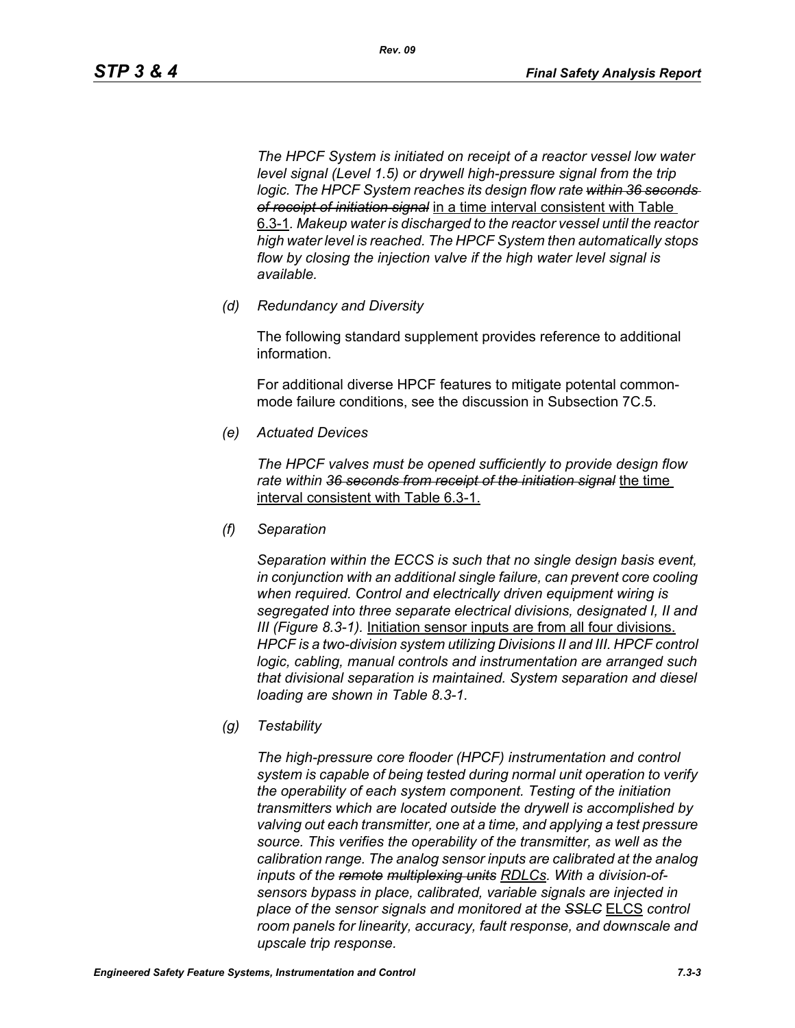*The HPCF System is initiated on receipt of a reactor vessel low water level signal (Level 1.5) or drywell high-pressure signal from the trip logic. The HPCF System reaches its design flow rate ~~within 36 seconds of receipt of initiation signal~~* <u>in a time interval consistent with Table 6.3-1</u>*. Makeup water is discharged to the reactor vessel until the reactor high water level is reached. The HPCF System then automatically stops flow by closing the injection valve if the high water level signal is available.*

*(d) Redundancy and Diversity*

The following standard supplement provides reference to additional information.

For additional diverse HPCF features to mitigate potential common-mode failure conditions, see the discussion in Subsection 7C.5.

*(e) Actuated Devices*

*The HPCF valves must be opened sufficiently to provide design flow rate within ~~36 seconds from receipt of the initiation signal~~* <u>the time interval consistent with Table 6.3-1.</u>

*(f) Separation*

*Separation within the ECCS is such that no single design basis event, in conjunction with an additional single failure, can prevent core cooling when required. Control and electrically driven equipment wiring is segregated into three separate electrical divisions, designated I, II and III (Figure 8.3-1).* <u>Initiation sensor inputs are from all four divisions.</u> *HPCF is a two-division system utilizing Divisions II and III. HPCF control logic, cabling, manual controls and instrumentation are arranged such that divisional separation is maintained. System separation and diesel loading are shown in Table 8.3-1.*

*(g) Testability*

*The high-pressure core flooder (HPCF) instrumentation and control system is capable of being tested during normal unit operation to verify the operability of each system component. Testing of the initiation transmitters which are located outside the drywell is accomplished by valving out each transmitter, one at a time, and applying a test pressure source. This verifies the operability of the transmitter, as well as the calibration range. The analog sensor inputs are calibrated at the analog inputs of the ~~remote multiplexing units~~ <u>RDLCs</u>. With a division-of-sensors bypass in place, calibrated, variable signals are injected in place of the sensor signals and monitored at the ~~SSLC~~* <u>ELCS</u> *control room panels for linearity, accuracy, fault response, and downscale and upscale trip response.*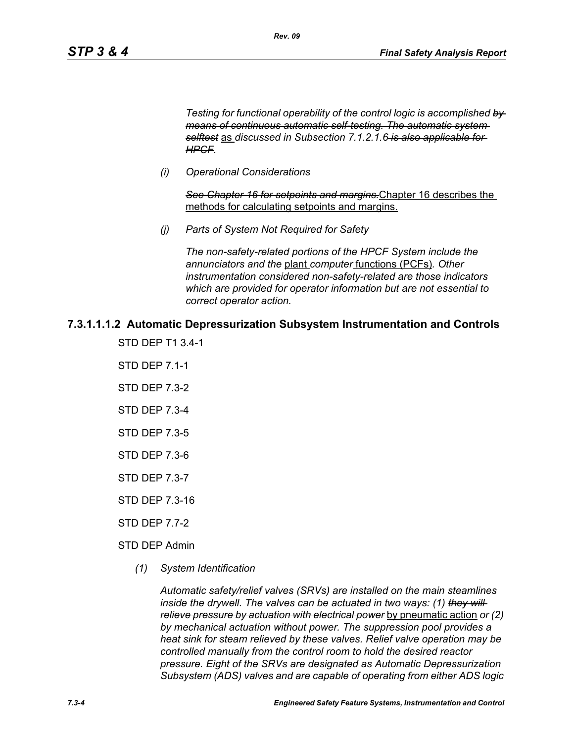*Testing for functional operability of the control logic is accomplished* ~~*by means of continuous automatic self-testing. The automatic system selftest*~~ as *discussed in Subsection 7.1.2.1.6* ~~*is also applicable for HPCF*~~*.*

*(i) Operational Considerations*

~~*See Chapter 16 for setpoints and margins.*~~ Chapter 16 describes the methods for calculating setpoints and margins.

*(j) Parts of System Not Required for Safety*

*The non-safety-related portions of the HPCF System include the annunciators and the* plant *computer* functions (PCFs)*. Other instrumentation considered non-safety-related are those indicators which are provided for operator information but are not essential to correct operator action.*

### 7.3.1.1.1.2 Automatic Depressurization Subsystem Instrumentation and Controls

STD DEP T1 3.4-1

STD DEP 7.1-1

STD DEP 7.3-2

STD DEP 7.3-4

STD DEP 7.3-5

STD DEP 7.3-6

STD DEP 7.3-7

STD DEP 7.3-16

STD DEP 7.7-2

STD DEP Admin

*(1) System Identification*

*Automatic safety/relief valves (SRVs) are installed on the main steamlines inside the drywell. The valves can be actuated in two ways: (1)* ~~*they will relieve pressure by actuation with electrical power*~~ by pneumatic action *or (2) by mechanical actuation without power. The suppression pool provides a heat sink for steam relieved by these valves. Relief valve operation may be controlled manually from the control room to hold the desired reactor pressure. Eight of the SRVs are designated as Automatic Depressurization Subsystem (ADS) valves and are capable of operating from either ADS logic*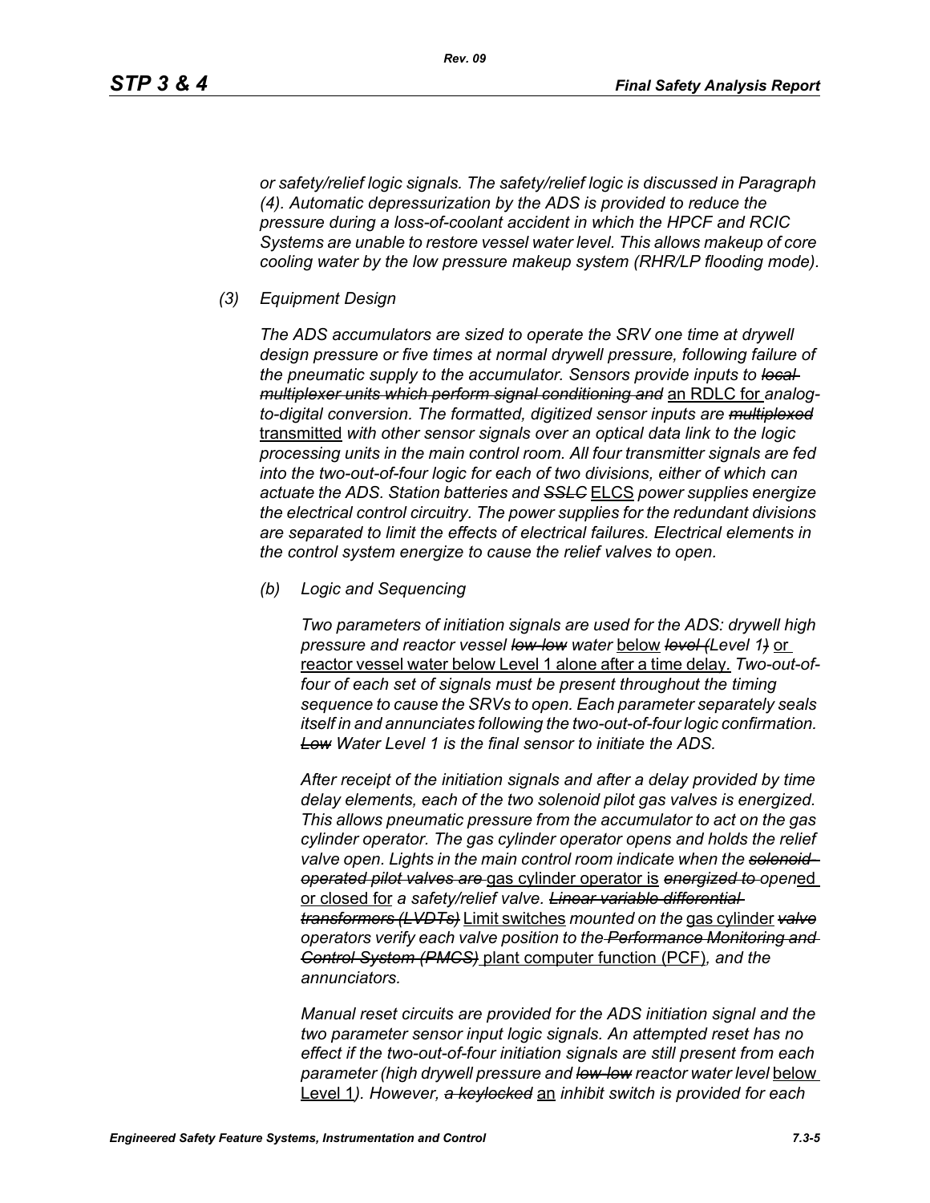*or safety/relief logic signals. The safety/relief logic is discussed in Paragraph (4). Automatic depressurization by the ADS is provided to reduce the pressure during a loss-of-coolant accident in which the HPCF and RCIC Systems are unable to restore vessel water level. This allows makeup of core cooling water by the low pressure makeup system (RHR/LP flooding mode).*

*(3) Equipment Design*

*The ADS accumulators are sized to operate the SRV one time at drywell design pressure or five times at normal drywell pressure, following failure of the pneumatic supply to the accumulator. Sensors provide inputs to ~~local multiplexer units which perform signal conditioning and~~* an RDLC for *analog-to-digital conversion. The formatted, digitized sensor inputs are ~~multiplexed~~* transmitted *with other sensor signals over an optical data link to the logic processing units in the main control room. All four transmitter signals are fed into the two-out-of-four logic for each of two divisions, either of which can actuate the ADS. Station batteries and ~~SSLC~~* ELCS *power supplies energize the electrical control circuitry. The power supplies for the redundant divisions are separated to limit the effects of electrical failures. Electrical elements in the control system energize to cause the relief valves to open.*

*(b) Logic and Sequencing*

*Two parameters of initiation signals are used for the ADS: drywell high pressure and reactor vessel ~~low-low~~ water* below *~~level (~~Level 1~~)~~* or reactor vessel water below Level 1 alone after a time delay. *Two-out-of-four of each set of signals must be present throughout the timing sequence to cause the SRVs to open. Each parameter separately seals itself in and annunciates following the two-out-of-four logic confirmation. ~~Low~~ Water Level 1 is the final sensor to initiate the ADS.*

*After receipt of the initiation signals and after a delay provided by time delay elements, each of the two solenoid pilot gas valves is energized. This allows pneumatic pressure from the accumulator to act on the gas cylinder operator. The gas cylinder operator opens and holds the relief valve open. Lights in the main control room indicate when the ~~solenoid-operated pilot valves are~~* gas cylinder operator is *~~energized to~~ open*ed or closed for *a safety/relief valve. ~~Linear variable differential transformers (LVDTs)~~* Limit switches *mounted on the* gas cylinder *~~valve~~ operators verify each valve position to the ~~Performance Monitoring and Control System (PMCS)~~* plant computer function (PCF)*, and the annunciators.*

*Manual reset circuits are provided for the ADS initiation signal and the two parameter sensor input logic signals. An attempted reset has no effect if the two-out-of-four initiation signals are still present from each parameter (high drywell pressure and ~~low-low~~ reactor water level* below Level 1*). However, ~~a keylocked~~* an *inhibit switch is provided for each*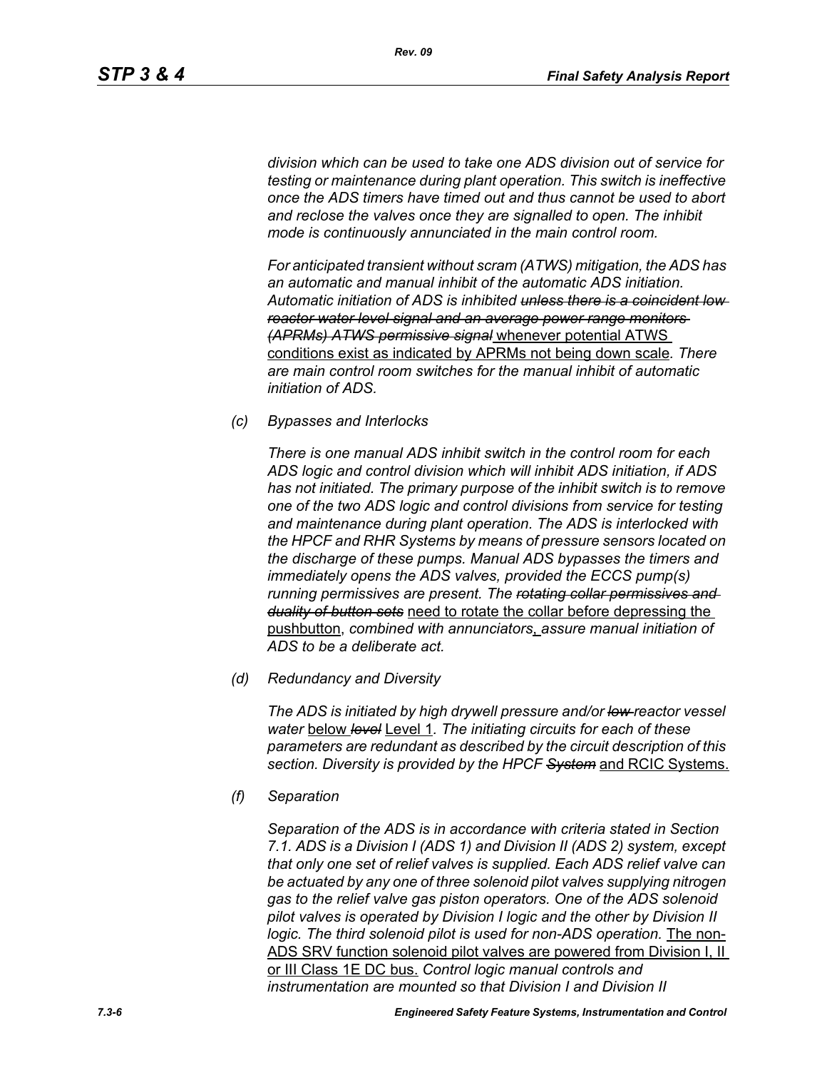*division which can be used to take one ADS division out of service for testing or maintenance during plant operation. This switch is ineffective once the ADS timers have timed out and thus cannot be used to abort and reclose the valves once they are signalled to open. The inhibit mode is continuously annunciated in the main control room.*

*For anticipated transient without scram (ATWS) mitigation, the ADS has an automatic and manual inhibit of the automatic ADS initiation. Automatic initiation of ADS is inhibited ~~unless there is a coincident low reactor water level signal and an average power range monitors (APRMs) ATWS permissive signal~~* whenever potential ATWS conditions exist as indicated by APRMs not being down scale*. There are main control room switches for the manual inhibit of automatic initiation of ADS.*

*(c) Bypasses and Interlocks*

*There is one manual ADS inhibit switch in the control room for each ADS logic and control division which will inhibit ADS initiation, if ADS has not initiated. The primary purpose of the inhibit switch is to remove one of the two ADS logic and control divisions from service for testing and maintenance during plant operation. The ADS is interlocked with the HPCF and RHR Systems by means of pressure sensors located on the discharge of these pumps. Manual ADS bypasses the timers and immediately opens the ADS valves, provided the ECCS pump(s) running permissives are present. The ~~rotating collar permissives and duality of button sets~~* need to rotate the collar before depressing the pushbutton, *combined with annunciators*, *assure manual initiation of ADS to be a deliberate act.*

*(d) Redundancy and Diversity*

*The ADS is initiated by high drywell pressure and/or ~~low~~ reactor vessel water* below ~~*level*~~ Level 1*. The initiating circuits for each of these parameters are redundant as described by the circuit description of this section. Diversity is provided by the HPCF ~~System~~* and RCIC Systems.

*(f) Separation*

*Separation of the ADS is in accordance with criteria stated in Section 7.1. ADS is a Division I (ADS 1) and Division II (ADS 2) system, except that only one set of relief valves is supplied. Each ADS relief valve can be actuated by any one of three solenoid pilot valves supplying nitrogen gas to the relief valve gas piston operators. One of the ADS solenoid pilot valves is operated by Division I logic and the other by Division II logic. The third solenoid pilot is used for non-ADS operation.* The non-ADS SRV function solenoid pilot valves are powered from Division I, II or III Class 1E DC bus. *Control logic manual controls and instrumentation are mounted so that Division I and Division II*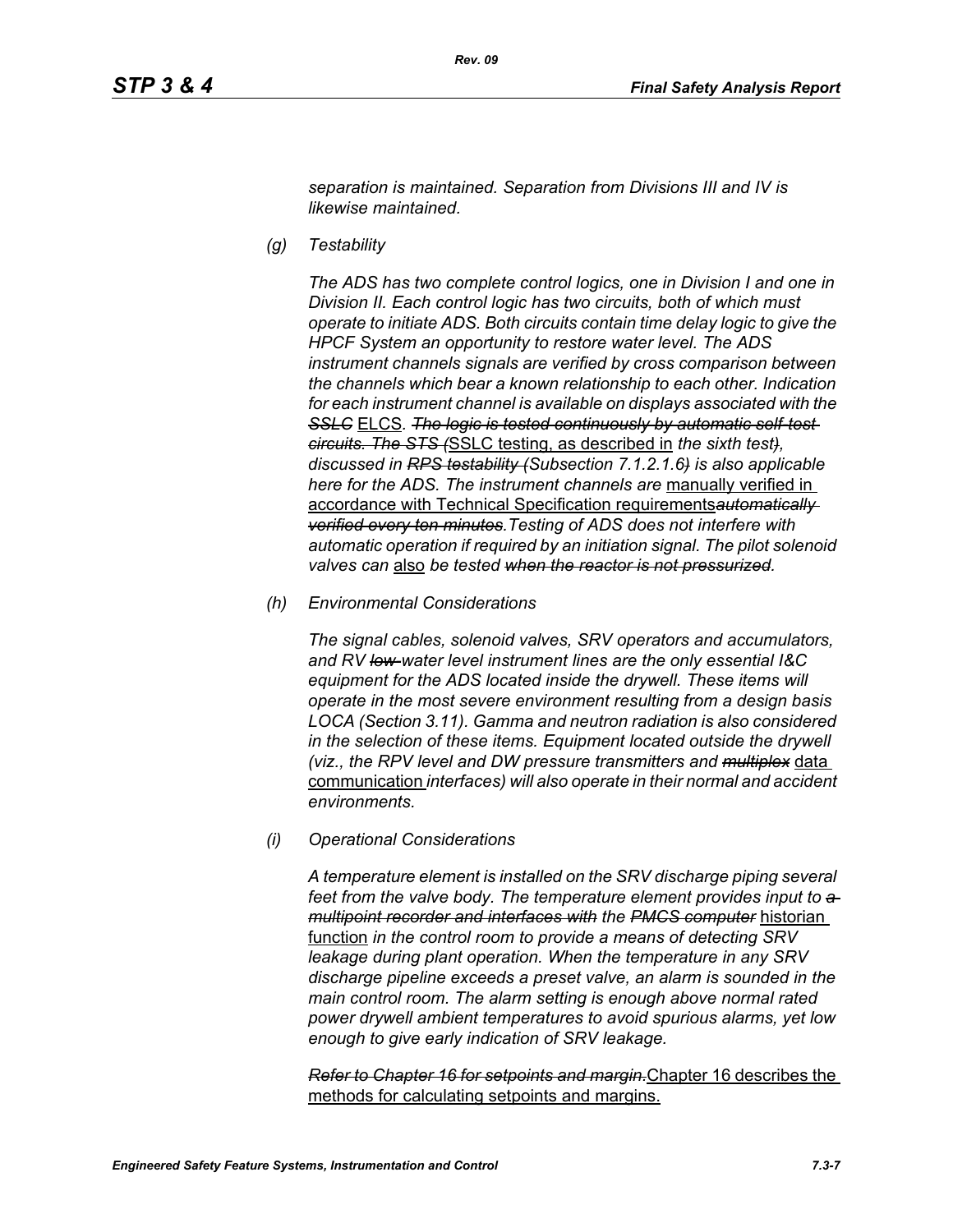*separation is maintained. Separation from Divisions III and IV is likewise maintained.*

*(g) Testability*

*The ADS has two complete control logics, one in Division I and one in Division II. Each control logic has two circuits, both of which must operate to initiate ADS. Both circuits contain time delay logic to give the HPCF System an opportunity to restore water level. The ADS instrument channels signals are verified by cross comparison between the channels which bear a known relationship to each other. Indication for each instrument channel is available on displays associated with the* ~~*SSLC*~~ ELCS*.* ~~*The logic is tested continuously by automatic self-test circuits. The STS (*~~SSLC testing, as described in *the sixth test*~~*)*~~*, discussed in* ~~*RPS testability (*~~*Subsection 7.1.2.1.6*~~*)*~~ *is also applicable here for the ADS. The instrument channels are* manually verified in accordance with Technical Specification requirements~~*automatically verified every ten minutes*~~*.Testing of ADS does not interfere with automatic operation if required by an initiation signal. The pilot solenoid valves can* also *be tested* ~~*when the reactor is not pressurized*~~*.*

*(h) Environmental Considerations*

*The signal cables, solenoid valves, SRV operators and accumulators, and RV* ~~*low*~~ *water level instrument lines are the only essential I&C equipment for the ADS located inside the drywell. These items will operate in the most severe environment resulting from a design basis LOCA (Section 3.11). Gamma and neutron radiation is also considered in the selection of these items. Equipment located outside the drywell (viz., the RPV level and DW pressure transmitters and* ~~*multiplex*~~ data communication *interfaces) will also operate in their normal and accident environments.*

*(i) Operational Considerations*

*A temperature element is installed on the SRV discharge piping several feet from the valve body. The temperature element provides input to* ~~*a multipoint recorder and interfaces with*~~ *the* ~~*PMCS computer*~~ historian function *in the control room to provide a means of detecting SRV leakage during plant operation. When the temperature in any SRV discharge pipeline exceeds a preset valve, an alarm is sounded in the main control room. The alarm setting is enough above normal rated power drywell ambient temperatures to avoid spurious alarms, yet low enough to give early indication of SRV leakage.*

~~*Refer to Chapter 16 for setpoints and margin.*~~Chapter 16 describes the methods for calculating setpoints and margins.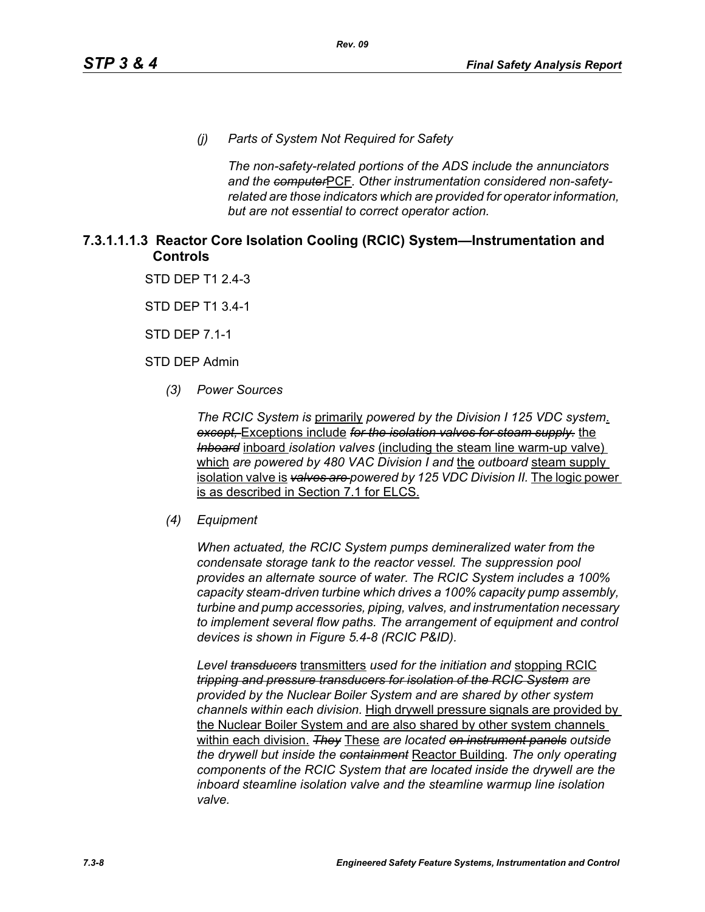*(j) Parts of System Not Required for Safety*

*The non-safety-related portions of the ADS include the annunciators and the* ~~*computer*~~PCF*. Other instrumentation considered non-safety-related are those indicators which are provided for operator information, but are not essential to correct operator action.*

### 7.3.1.1.1.3 Reactor Core Isolation Cooling (RCIC) System—Instrumentation and Controls

STD DEP T1 2.4-3

STD DEP T1 3.4-1

STD DEP 7.1-1

STD DEP Admin

*(3) Power Sources*

*The RCIC System is* primarily *powered by the Division I 125 VDC system*. ~~*except,*~~ Exceptions include ~~*for the isolation valves for steam supply.*~~ the ~~*Inboard*~~ inboard *isolation valves* (including the steam line warm-up valve) which *are powered by 480 VAC Division I and* the *outboard* steam supply isolation valve is ~~*valves are*~~ *powered by 125 VDC Division II.* The logic power is as described in Section 7.1 for ELCS.

*(4) Equipment*

*When actuated, the RCIC System pumps demineralized water from the condensate storage tank to the reactor vessel. The suppression pool provides an alternate source of water. The RCIC System includes a 100% capacity steam-driven turbine which drives a 100% capacity pump assembly, turbine and pump accessories, piping, valves, and instrumentation necessary to implement several flow paths. The arrangement of equipment and control devices is shown in Figure 5.4-8 (RCIC P&ID).*

*Level* ~~*transducers*~~ transmitters *used for the initiation and* stopping RCIC ~~*tripping and pressure transducers for isolation of the RCIC System*~~ *are provided by the Nuclear Boiler System and are shared by other system channels within each division.* High drywell pressure signals are provided by the Nuclear Boiler System and are also shared by other system channels within each division. ~~*They*~~ These *are located* ~~*on instrument panels*~~ *outside the drywell but inside the* ~~*containment*~~ Reactor Building*. The only operating components of the RCIC System that are located inside the drywell are the inboard steamline isolation valve and the steamline warmup line isolation valve.*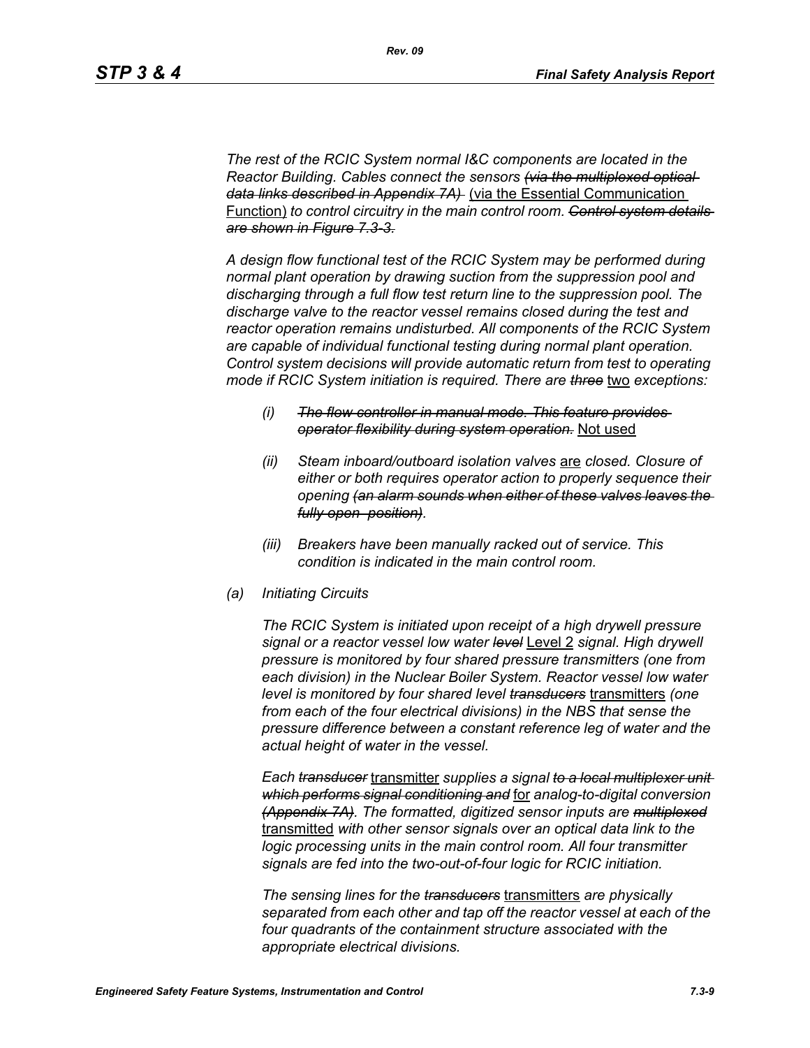*The rest of the RCIC System normal I&C components are located in the Reactor Building. Cables connect the sensors ~~(via the multiplexed optical data links described in Appendix 7A)~~ <u>(via the Essential Communication Function)</u> to control circuitry in the main control room. ~~Control system details are shown in Figure 7.3-3.~~*

*A design flow functional test of the RCIC System may be performed during normal plant operation by drawing suction from the suppression pool and discharging through a full flow test return line to the suppression pool. The discharge valve to the reactor vessel remains closed during the test and reactor operation remains undisturbed. All components of the RCIC System are capable of individual functional testing during normal plant operation. Control system decisions will provide automatic return from test to operating mode if RCIC System initiation is required. There are ~~three~~ <u>two</u> exceptions:*

*(i) ~~The flow controller in manual mode. This feature provides operator flexibility during system operation.~~* <u>Not used</u>

*(ii) Steam inboard/outboard isolation valves <u>are</u> closed. Closure of either or both requires operator action to properly sequence their opening ~~(an alarm sounds when either of these valves leaves the fully open position)~~.*

*(iii) Breakers have been manually racked out of service. This condition is indicated in the main control room.*

*(a) Initiating Circuits*

*The RCIC System is initiated upon receipt of a high drywell pressure signal or a reactor vessel low water ~~level~~ <u>Level 2</u> signal. High drywell pressure is monitored by four shared pressure transmitters (one from each division) in the Nuclear Boiler System. Reactor vessel low water level is monitored by four shared level ~~transducers~~ <u>transmitters</u> (one from each of the four electrical divisions) in the NBS that sense the pressure difference between a constant reference leg of water and the actual height of water in the vessel.*

*Each ~~transducer~~ <u>transmitter</u> supplies a signal ~~to a local multiplexer unit which performs signal conditioning and~~ <u>for</u> analog-to-digital conversion ~~(Appendix 7A)~~. The formatted, digitized sensor inputs are ~~multiplexed~~ <u>transmitted</u> with other sensor signals over an optical data link to the logic processing units in the main control room. All four transmitter signals are fed into the two-out-of-four logic for RCIC initiation.*

*The sensing lines for the ~~transducers~~ <u>transmitters</u> are physically separated from each other and tap off the reactor vessel at each of the four quadrants of the containment structure associated with the appropriate electrical divisions.*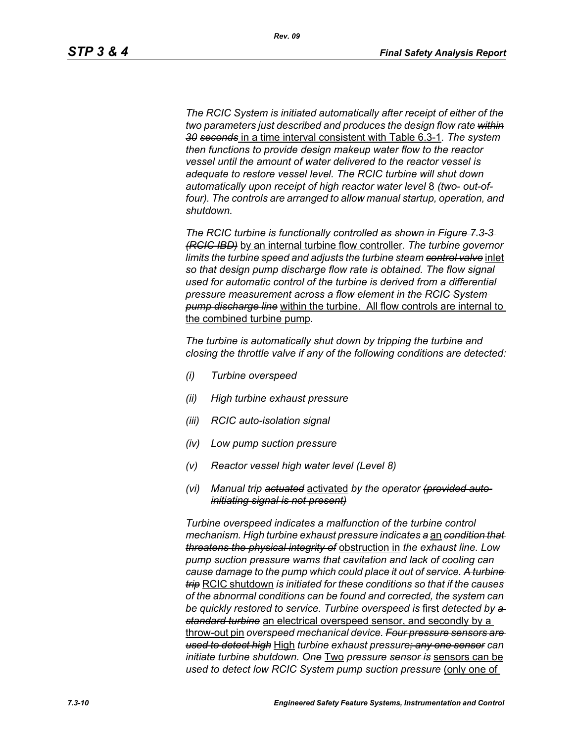*The RCIC System is initiated automatically after receipt of either of the two parameters just described and produces the design flow rate ~~within 30 seconds~~* in a time interval consistent with Table 6.3-1*. The system then functions to provide design makeup water flow to the reactor vessel until the amount of water delivered to the reactor vessel is adequate to restore vessel level. The RCIC turbine will shut down automatically upon receipt of high reactor water level* 8 *(two- out-of-four). The controls are arranged to allow manual startup, operation, and shutdown.*

*The RCIC turbine is functionally controlled ~~as shown in Figure 7.3-3 (RCIC IBD)~~* by an internal turbine flow controller*. The turbine governor limits the turbine speed and adjusts the turbine steam ~~control valve~~* inlet *so that design pump discharge flow rate is obtained. The flow signal used for automatic control of the turbine is derived from a differential pressure measurement ~~across a flow element in the RCIC System pump discharge line~~* within the turbine. All flow controls are internal to the combined turbine pump*.*

*The turbine is automatically shut down by tripping the turbine and closing the throttle valve if any of the following conditions are detected:*

- *(i) Turbine overspeed*
- *(ii) High turbine exhaust pressure*
- *(iii) RCIC auto-isolation signal*
- *(iv) Low pump suction pressure*
- *(v) Reactor vessel high water level (Level 8)*
- *(vi) Manual trip ~~actuated~~* activated *by the operator ~~(provided auto-initiating signal is not present)~~*

*Turbine overspeed indicates a malfunction of the turbine control mechanism. High turbine exhaust pressure indicates ~~a~~* an *~~condition that threatens the physical integrity of~~* obstruction in *the exhaust line. Low pump suction pressure warns that cavitation and lack of cooling can cause damage to the pump which could place it out of service. ~~A turbine trip~~* RCIC shutdown *is initiated for these conditions so that if the causes of the abnormal conditions can be found and corrected, the system can be quickly restored to service. Turbine overspeed is* first *detected by ~~a standard turbine~~* an electrical overspeed sensor, and secondly by a throw-out pin *overspeed mechanical device. ~~Four pressure sensors are used to detect high~~* High *turbine exhaust pressure~~; any one sensor~~ can initiate turbine shutdown. ~~One~~* Two *pressure ~~sensor is~~* sensors can be *used to detect low RCIC System pump suction pressure* (only one of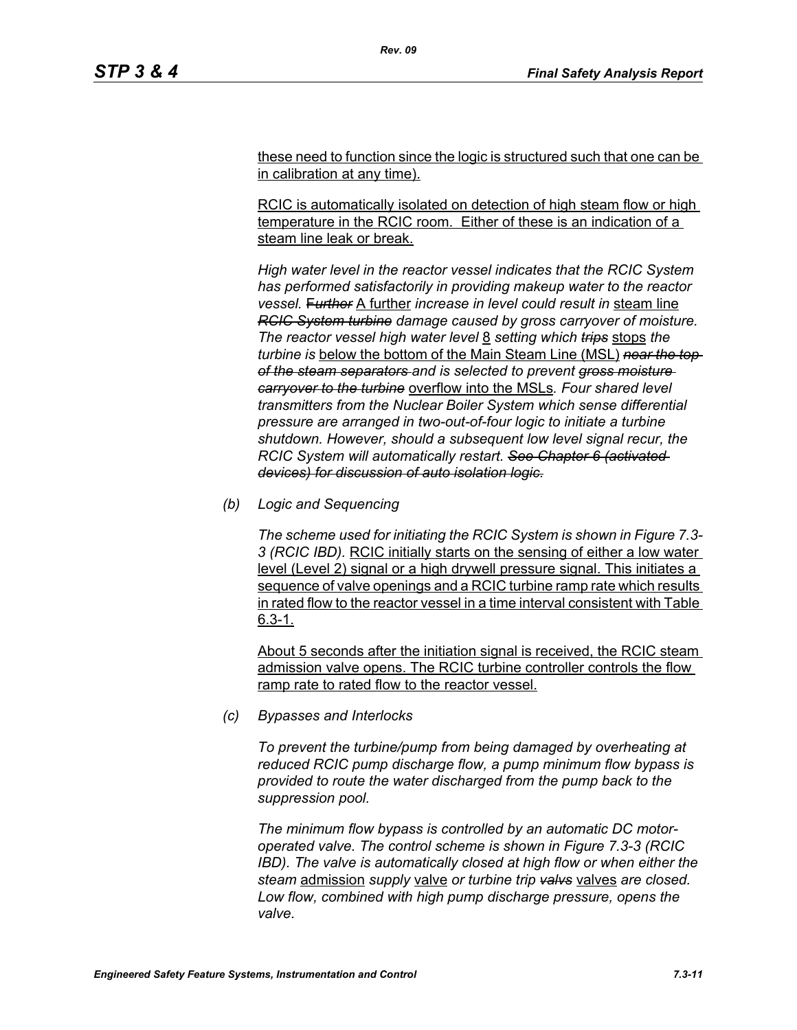these need to function since the logic is structured such that one can be in calibration at any time).

RCIC is automatically isolated on detection of high steam flow or high temperature in the RCIC room. Either of these is an indication of a steam line leak or break.

*High water level in the reactor vessel indicates that the RCIC System has performed satisfactorily in providing makeup water to the reactor vessel.* ~~*Further*~~ A further *increase in level could result in* steam line ~~*RCIC System turbine*~~ *damage caused by gross carryover of moisture. The reactor vessel high water level* 8 *setting which* ~~*trips*~~ stops *the turbine is* below the bottom of the Main Steam Line (MSL) ~~*near the top of the steam separators*~~ *and is selected to prevent* ~~*gross moisture carryover to the turbine*~~ overflow into the MSLs*. Four shared level transmitters from the Nuclear Boiler System which sense differential pressure are arranged in two-out-of-four logic to initiate a turbine shutdown. However, should a subsequent low level signal recur, the RCIC System will automatically restart.* ~~*See Chapter 6 (activated devices) for discussion of auto isolation logic.*~~

*(b) Logic and Sequencing*

*The scheme used for initiating the RCIC System is shown in Figure 7.3-3 (RCIC IBD).* RCIC initially starts on the sensing of either a low water level (Level 2) signal or a high drywell pressure signal. This initiates a sequence of valve openings and a RCIC turbine ramp rate which results in rated flow to the reactor vessel in a time interval consistent with Table 6.3-1.

About 5 seconds after the initiation signal is received, the RCIC steam admission valve opens. The RCIC turbine controller controls the flow ramp rate to rated flow to the reactor vessel.

*(c) Bypasses and Interlocks*

*To prevent the turbine/pump from being damaged by overheating at reduced RCIC pump discharge flow, a pump minimum flow bypass is provided to route the water discharged from the pump back to the suppression pool.*

*The minimum flow bypass is controlled by an automatic DC motor-operated valve. The control scheme is shown in Figure 7.3-3 (RCIC IBD). The valve is automatically closed at high flow or when either the steam* admission *supply* valve *or turbine trip* ~~*valvs*~~ valves *are closed. Low flow, combined with high pump discharge pressure, opens the valve.*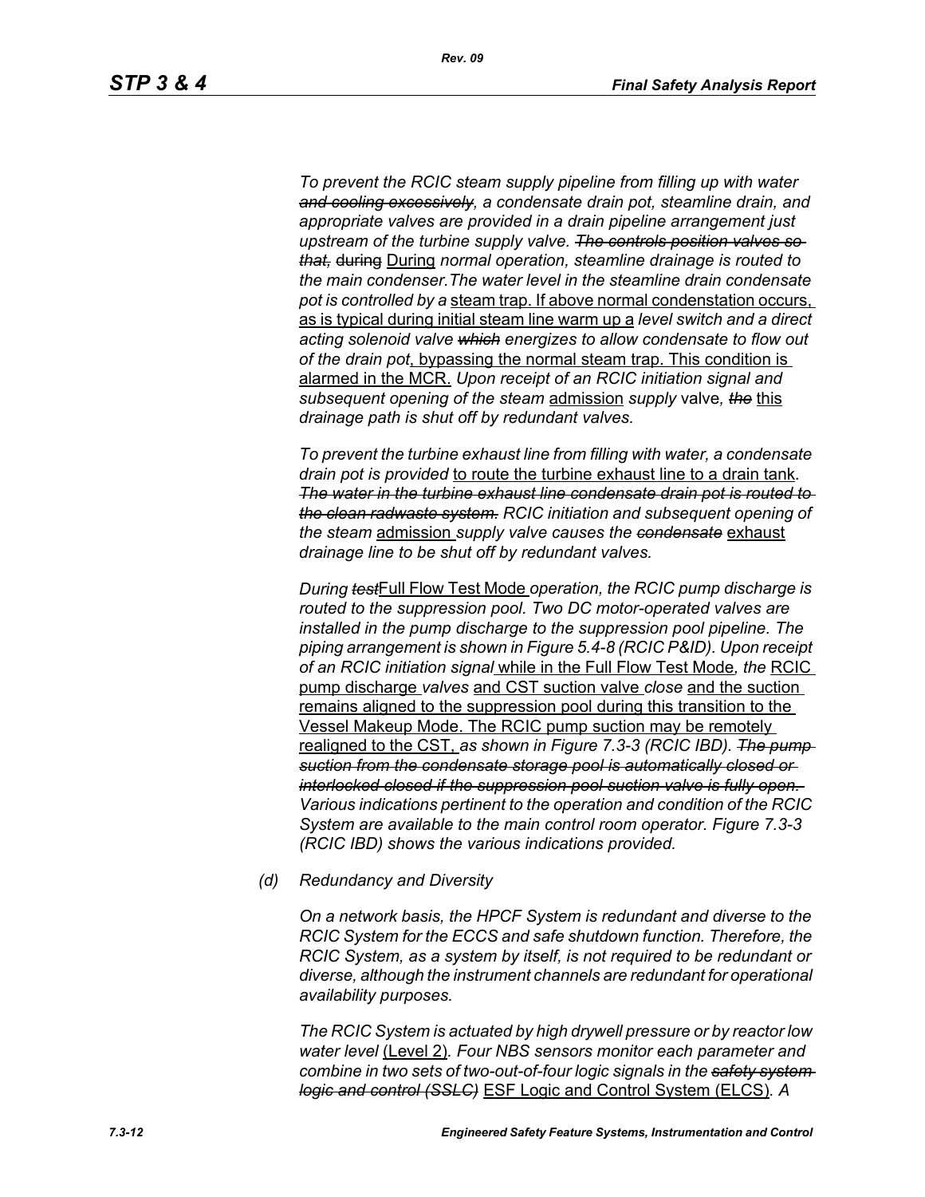*To prevent the RCIC steam supply pipeline from filling up with water ~~and cooling excessively~~, a condensate drain pot, steamline drain, and appropriate valves are provided in a drain pipeline arrangement just upstream of the turbine supply valve. ~~The controls position valves so that,~~* ~~during~~ During *normal operation, steamline drainage is routed to the main condenser.The water level in the steamline drain condensate pot is controlled by a* steam trap. If above normal condenstation occurs, as is typical during initial steam line warm up a *level switch and a direct acting solenoid valve ~~which~~ energizes to allow condensate to flow out of the drain pot*, bypassing the normal steam trap. This condition is alarmed in the MCR. *Upon receipt of an RCIC initiation signal and subsequent opening of the steam* admission *supply* valve*, ~~the~~* this *drainage path is shut off by redundant valves.*

*To prevent the turbine exhaust line from filling with water, a condensate drain pot is provided* to route the turbine exhaust line to a drain tank*. ~~The water in the turbine exhaust line condensate drain pot is routed to the clean radwaste system.~~ RCIC initiation and subsequent opening of the steam* admission *supply valve causes the ~~condensate~~* exhaust *drainage line to be shut off by redundant valves.*

*During ~~test~~*Full Flow Test Mode *operation, the RCIC pump discharge is routed to the suppression pool. Two DC motor-operated valves are installed in the pump discharge to the suppression pool pipeline. The piping arrangement is shown in Figure 5.4-8 (RCIC P&ID). Upon receipt of an RCIC initiation signal* while in the Full Flow Test Mode*, the* RCIC pump discharge *valves* and CST suction valve *close* and the suction remains aligned to the suppression pool during this transition to the Vessel Makeup Mode. The RCIC pump suction may be remotely realigned to the CST, *as shown in Figure 7.3-3 (RCIC IBD). ~~The pump suction from the condensate storage pool is automatically closed or interlocked closed if the suppression pool suction valve is fully open.~~ Various indications pertinent to the operation and condition of the RCIC System are available to the main control room operator. Figure 7.3-3 (RCIC IBD) shows the various indications provided.*

*(d) Redundancy and Diversity*

*On a network basis, the HPCF System is redundant and diverse to the RCIC System for the ECCS and safe shutdown function. Therefore, the RCIC System, as a system by itself, is not required to be redundant or diverse, although the instrument channels are redundant for operational availability purposes.*

*The RCIC System is actuated by high drywell pressure or by reactor low water level* (Level 2)*. Four NBS sensors monitor each parameter and combine in two sets of two-out-of-four logic signals in the ~~safety system logic and control (SSLC)~~* ESF Logic and Control System (ELCS)*. A*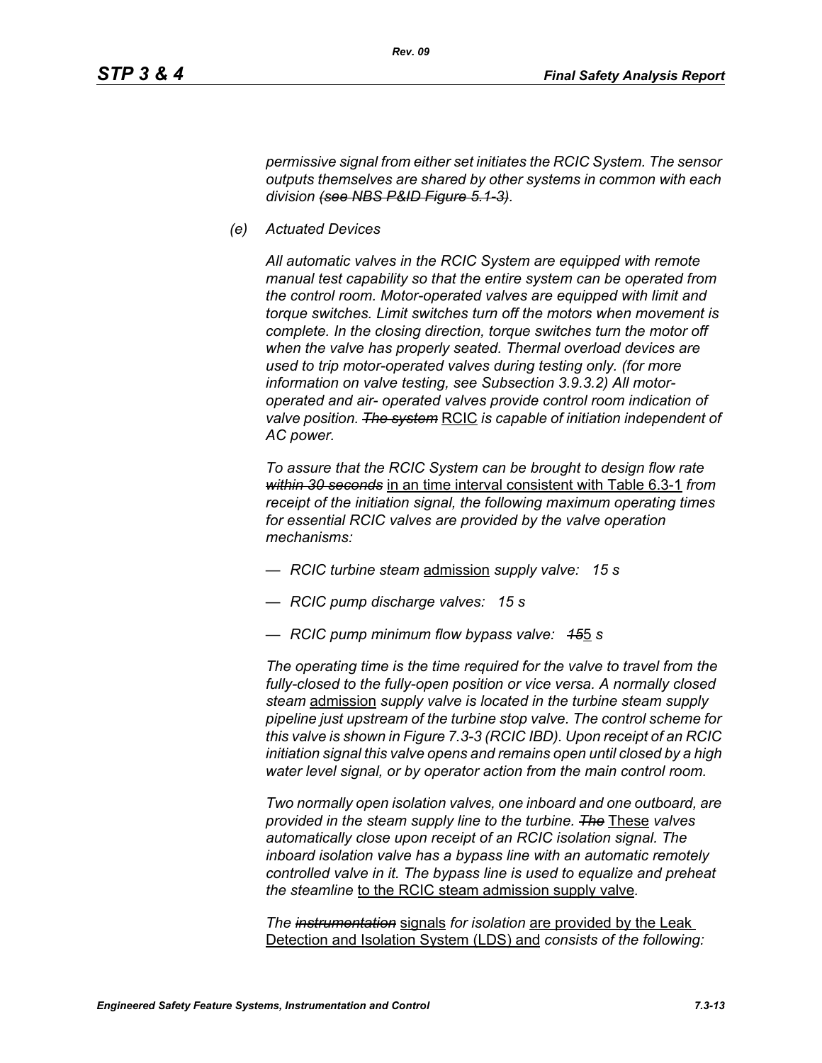*permissive signal from either set initiates the RCIC System. The sensor outputs themselves are shared by other systems in common with each division ~~(see NBS P&ID Figure 5.1-3)~~.*

*(e) Actuated Devices*

*All automatic valves in the RCIC System are equipped with remote manual test capability so that the entire system can be operated from the control room. Motor-operated valves are equipped with limit and torque switches. Limit switches turn off the motors when movement is complete. In the closing direction, torque switches turn the motor off when the valve has properly seated. Thermal overload devices are used to trip motor-operated valves during testing only. (for more information on valve testing, see Subsection 3.9.3.2) All motor-operated and air- operated valves provide control room indication of valve position. ~~The system~~* <u>RCIC</u> *is capable of initiation independent of AC power.*

*To assure that the RCIC System can be brought to design flow rate ~~within 30 seconds~~* <u>in an time interval consistent with Table 6.3-1</u> *from receipt of the initiation signal, the following maximum operating times for essential RCIC valves are provided by the valve operation mechanisms:*

- *RCIC turbine steam* <u>admission</u> *supply valve: 15 s*
- *RCIC pump discharge valves: 15 s*
- *RCIC pump minimum flow bypass valve: ~~15~~*<u>5</u> *s*

*The operating time is the time required for the valve to travel from the fully-closed to the fully-open position or vice versa. A normally closed steam* <u>admission</u> *supply valve is located in the turbine steam supply pipeline just upstream of the turbine stop valve. The control scheme for this valve is shown in Figure 7.3-3 (RCIC IBD). Upon receipt of an RCIC initiation signal this valve opens and remains open until closed by a high water level signal, or by operator action from the main control room.*

*Two normally open isolation valves, one inboard and one outboard, are provided in the steam supply line to the turbine. ~~The~~* <u>These</u> *valves automatically close upon receipt of an RCIC isolation signal. The inboard isolation valve has a bypass line with an automatic remotely controlled valve in it. The bypass line is used to equalize and preheat the steamline* <u>to the RCIC steam admission supply valve</u>*.*

*The ~~instrumentation~~* <u>signals</u> *for isolation* <u>are provided by the Leak Detection and Isolation System (LDS) and</u> *consists of the following:*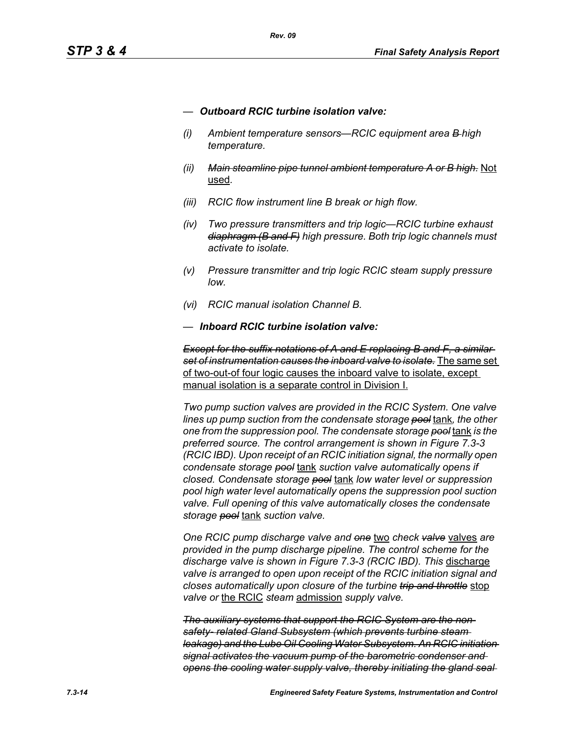— ***Outboard RCIC turbine isolation valve:***

*(i) Ambient temperature sensors—RCIC equipment area ~~B~~ high temperature.*

*(ii) ~~Main steamline pipe tunnel ambient temperature A or B high.~~* <u>Not used</u>.

*(iii) RCIC flow instrument line B break or high flow.*

*(iv) Two pressure transmitters and trip logic—RCIC turbine exhaust ~~diaphragm (B and F)~~ high pressure. Both trip logic channels must activate to isolate.*

*(v) Pressure transmitter and trip logic RCIC steam supply pressure low.*

*(vi) RCIC manual isolation Channel B.*

— ***Inboard RCIC turbine isolation valve:***

*~~Except for the suffix notations of A and E replacing B and F, a similar set of instrumentation causes the inboard valve to isolate.~~* <u>The same set of two-out-of four logic causes the inboard valve to isolate, except manual isolation is a separate control in Division I.</u>

*Two pump suction valves are provided in the RCIC System. One valve lines up pump suction from the condensate storage ~~pool~~* <u>tank</u>*, the other one from the suppression pool. The condensate storage ~~pool~~* <u>tank</u> *is the preferred source. The control arrangement is shown in Figure 7.3-3 (RCIC IBD). Upon receipt of an RCIC initiation signal, the normally open condensate storage ~~pool~~* <u>tank</u> *suction valve automatically opens if closed. Condensate storage ~~pool~~* <u>tank</u> *low water level or suppression pool high water level automatically opens the suppression pool suction valve. Full opening of this valve automatically closes the condensate storage ~~pool~~* <u>tank</u> *suction valve.*

*One RCIC pump discharge valve and ~~one~~* <u>two</u> *check ~~valve~~* <u>valves</u> *are provided in the pump discharge pipeline. The control scheme for the discharge valve is shown in Figure 7.3-3 (RCIC IBD). This* <u>discharge</u> *valve is arranged to open upon receipt of the RCIC initiation signal and closes automatically upon closure of the turbine ~~trip and throttle~~* <u>stop</u> *valve or* <u>the RCIC</u> *steam* <u>admission</u> *supply valve.*

*~~The auxiliary systems that support the RCIC System are the non-safety- related Gland Subsystem (which prevents turbine steam leakage) and the Lube Oil Cooling Water Subsystem. An RCIC initiation signal activates the vacuum pump of the barometric condenser and opens the cooling water supply valve, thereby initiating the gland seal~~*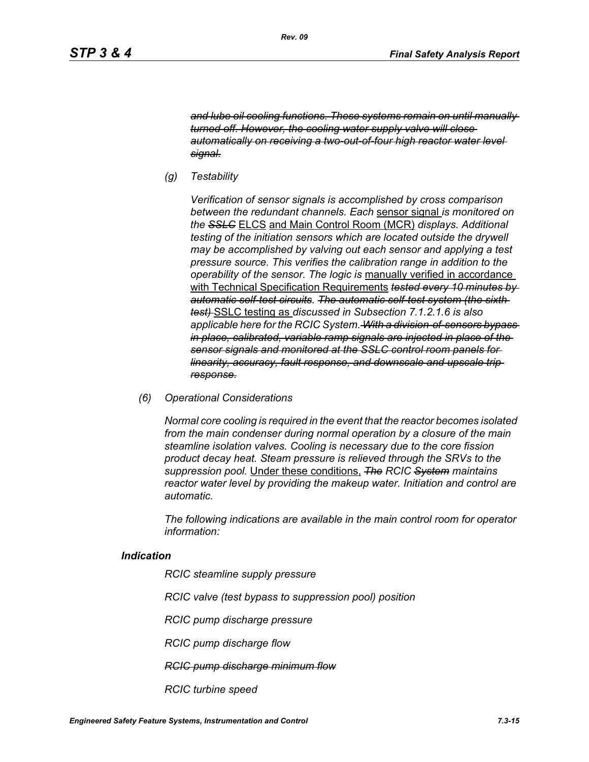~~*and lube oil cooling functions. These systems remain on until manually turned off. However, the cooling water supply valve will close automatically on receiving a two-out-of-four high reactor water level signal.*~~

*(g) Testability*

*Verification of sensor signals is accomplished by cross comparison between the redundant channels. Each* <u>sensor signal</u> *is monitored on the* ~~*SSLC*~~ <u>ELCS</u> <u>and Main Control Room (MCR)</u> *displays. Additional testing of the initiation sensors which are located outside the drywell may be accomplished by valving out each sensor and applying a test pressure source. This verifies the calibration range in addition to the operability of the sensor. The logic is* <u>manually verified in accordance with Technical Specification Requirements</u> ~~*tested every 10 minutes by automatic self-test circuits*~~*.* ~~*The automatic self-test system (the sixth test)*~~ <u>SSLC testing as</u> *discussed in Subsection 7.1.2.1.6 is also applicable here for the RCIC System.* ~~*With a division-of-sensors bypass in place, calibrated, variable ramp signals are injected in place of the sensor signals and monitored at the SSLC control room panels for linearity, accuracy, fault response, and downscale and upscale trip response.*~~

*(6) Operational Considerations*

*Normal core cooling is required in the event that the reactor becomes isolated from the main condenser during normal operation by a closure of the main steamline isolation valves. Cooling is necessary due to the core fission product decay heat. Steam pressure is relieved through the SRVs to the suppression pool.* <u>Under these conditions,</u> ~~*The*~~ *RCIC* ~~*System*~~ *maintains reactor water level by providing the makeup water. Initiation and control are automatic.*

*The following indications are available in the main control room for operator information:*

***Indication***

*RCIC steamline supply pressure*

*RCIC valve (test bypass to suppression pool) position*

*RCIC pump discharge pressure*

*RCIC pump discharge flow*

~~*RCIC pump discharge minimum flow*~~

*RCIC turbine speed*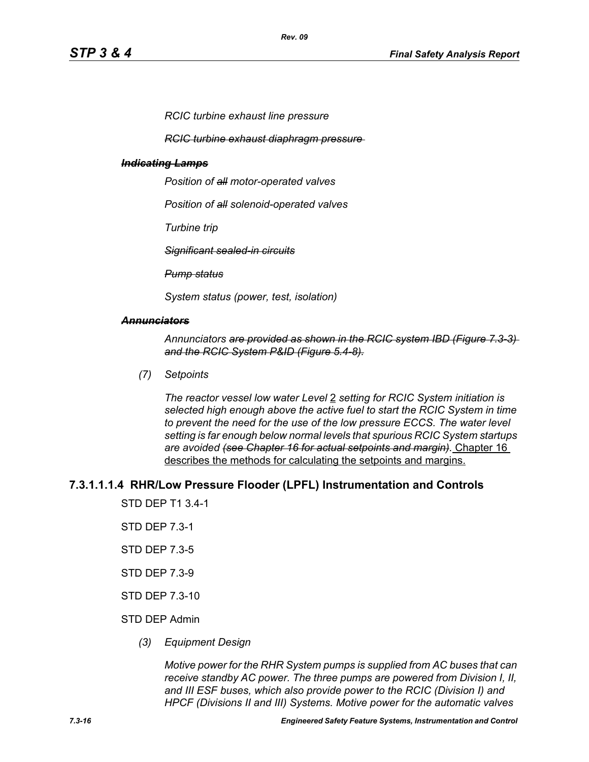*RCIC turbine exhaust line pressure*

~~*RCIC turbine exhaust diaphragm pressure*~~

~~***Indicating Lamps***~~

*Position of ~~all~~ motor-operated valves*

*Position of ~~all~~ solenoid-operated valves*

*Turbine trip*

~~*Significant sealed-in circuits*~~

~~*Pump status*~~

*System status (power, test, isolation)*

~~***Annunciators***~~

*Annunciators ~~are provided as shown in the RCIC system IBD (Figure 7.3-3) and the RCIC System P&ID (Figure 5.4-8).~~*

*(7) Setpoints*

*The reactor vessel low water Level* <u>2</u> *setting for RCIC System initiation is selected high enough above the active fuel to start the RCIC System in time to prevent the need for the use of the low pressure ECCS. The water level setting is far enough below normal levels that spurious RCIC System startups are avoided ~~(see Chapter 16 for actual setpoints and margin).~~* <u>Chapter 16 describes the methods for calculating the setpoints and margins.</u>

### 7.3.1.1.1.4 RHR/Low Pressure Flooder (LPFL) Instrumentation and Controls

STD DEP T1 3.4-1

STD DEP 7.3-1

STD DEP 7.3-5

STD DEP 7.3-9

STD DEP 7.3-10

STD DEP Admin

*(3) Equipment Design*

*Motive power for the RHR System pumps is supplied from AC buses that can receive standby AC power. The three pumps are powered from Division I, II, and III ESF buses, which also provide power to the RCIC (Division I) and HPCF (Divisions II and III) Systems. Motive power for the automatic valves*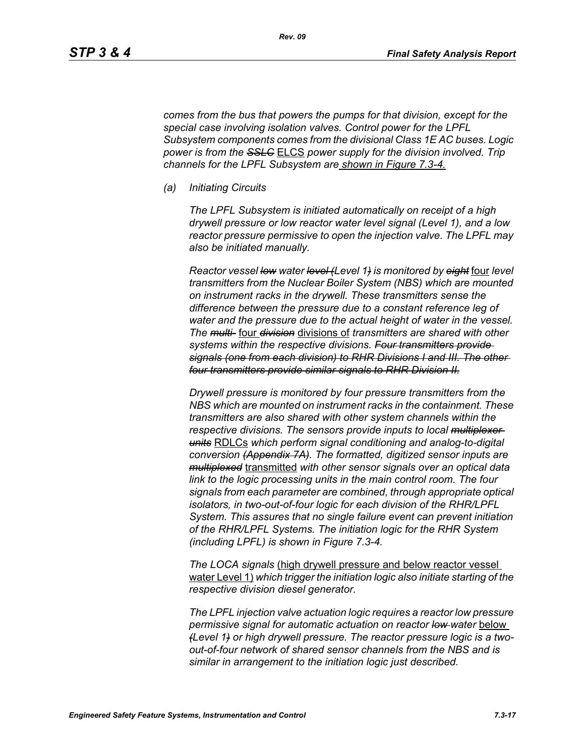*comes from the bus that powers the pumps for that division, except for the special case involving isolation valves. Control power for the LPFL Subsystem components comes from the divisional Class 1E AC buses. Logic power is from the ~~SSLC~~* <u>ELCS</u> *power supply for the division involved. Trip channels for the LPFL Subsystem are*<u> shown in Figure 7.3-4.</u>

*(a) Initiating Circuits*

*The LPFL Subsystem is initiated automatically on receipt of a high drywell pressure or low reactor water level signal (Level 1), and a low reactor pressure permissive to open the injection valve. The LPFL may also be initiated manually.*

*Reactor vessel ~~low~~ water ~~level (~~Level 1~~)~~ is monitored by ~~eight~~* <u>four</u> *level transmitters from the Nuclear Boiler System (NBS) which are mounted on instrument racks in the drywell. These transmitters sense the difference between the pressure due to a constant reference leg of water and the pressure due to the actual height of water in the vessel. The ~~multi-~~* <u>four</u> *~~division~~* <u>divisions of</u> *transmitters are shared with other systems within the respective divisions. ~~Four transmitters provide signals (one from each division) to RHR Divisions I and III. The other four transmitters provide similar signals to RHR Division II.~~*

*Drywell pressure is monitored by four pressure transmitters from the NBS which are mounted on instrument racks in the containment. These transmitters are also shared with other system channels within the respective divisions. The sensors provide inputs to local ~~multiplexer units~~* <u>RDLCs</u> *which perform signal conditioning and analog-to-digital conversion ~~(Appendix 7A)~~. The formatted, digitized sensor inputs are ~~multiplexed~~* <u>transmitted</u> *with other sensor signals over an optical data link to the logic processing units in the main control room. The four signals from each parameter are combined, through appropriate optical isolators, in two-out-of-four logic for each division of the RHR/LPFL System. This assures that no single failure event can prevent initiation of the RHR/LPFL Systems. The initiation logic for the RHR System (including LPFL) is shown in Figure 7.3-4.*

*The LOCA signals* <u>(high drywell pressure and below reactor vessel water Level 1)</u> *which trigger the initiation logic also initiate starting of the respective division diesel generator.*

*The LPFL injection valve actuation logic requires a reactor low pressure permissive signal for automatic actuation on reactor ~~low~~ water* <u>below</u> *~~(~~Level 1~~)~~ or high drywell pressure. The reactor pressure logic is a two-out-of-four network of shared sensor channels from the NBS and is similar in arrangement to the initiation logic just described.*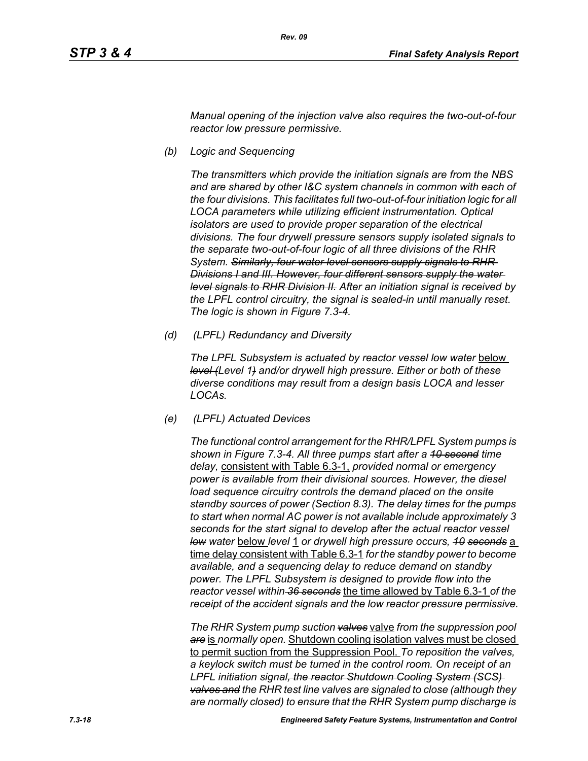*Manual opening of the injection valve also requires the two-out-of-four reactor low pressure permissive.*

*(b) Logic and Sequencing*

*The transmitters which provide the initiation signals are from the NBS and are shared by other I&C system channels in common with each of the four divisions. This facilitates full two-out-of-four initiation logic for all LOCA parameters while utilizing efficient instrumentation. Optical isolators are used to provide proper separation of the electrical divisions. The four drywell pressure sensors supply isolated signals to the separate two-out-of-four logic of all three divisions of the RHR System. ~~Similarly, four water level sensors supply signals to RHR Divisions I and III. However, four different sensors supply the water level signals to RHR Division II.~~ After an initiation signal is received by the LPFL control circuitry, the signal is sealed-in until manually reset. The logic is shown in Figure 7.3-4.*

*(d) (LPFL) Redundancy and Diversity*

*The LPFL Subsystem is actuated by reactor vessel ~~low~~ water* below *~~level (~~Level 1~~)~~ and/or drywell high pressure. Either or both of these diverse conditions may result from a design basis LOCA and lesser LOCAs.*

*(e) (LPFL) Actuated Devices*

*The functional control arrangement for the RHR/LPFL System pumps is shown in Figure 7.3-4. All three pumps start after a ~~10 second~~ time delay,* consistent with Table 6.3-1, *provided normal or emergency power is available from their divisional sources. However, the diesel load sequence circuitry controls the demand placed on the onsite standby sources of power (Section 8.3). The delay times for the pumps to start when normal AC power is not available include approximately 3 seconds for the start signal to develop after the actual reactor vessel ~~low~~ water* below *level* 1 *or drywell high pressure occurs, ~~10 seconds~~* a time delay consistent with Table 6.3-1 *for the standby power to become available, and a sequencing delay to reduce demand on standby power. The LPFL Subsystem is designed to provide flow into the reactor vessel within ~~36 seconds~~* the time allowed by Table 6.3-1 *of the receipt of the accident signals and the low reactor pressure permissive.*

*The RHR System pump suction ~~valves~~* valve *from the suppression pool ~~are~~* is *normally open.* Shutdown cooling isolation valves must be closed to permit suction from the Suppression Pool. *To reposition the valves, a keylock switch must be turned in the control room. On receipt of an LPFL initiation signal~~, the reactor Shutdown Cooling System (SCS) valves and~~ the RHR test line valves are signaled to close (although they are normally closed) to ensure that the RHR System pump discharge is*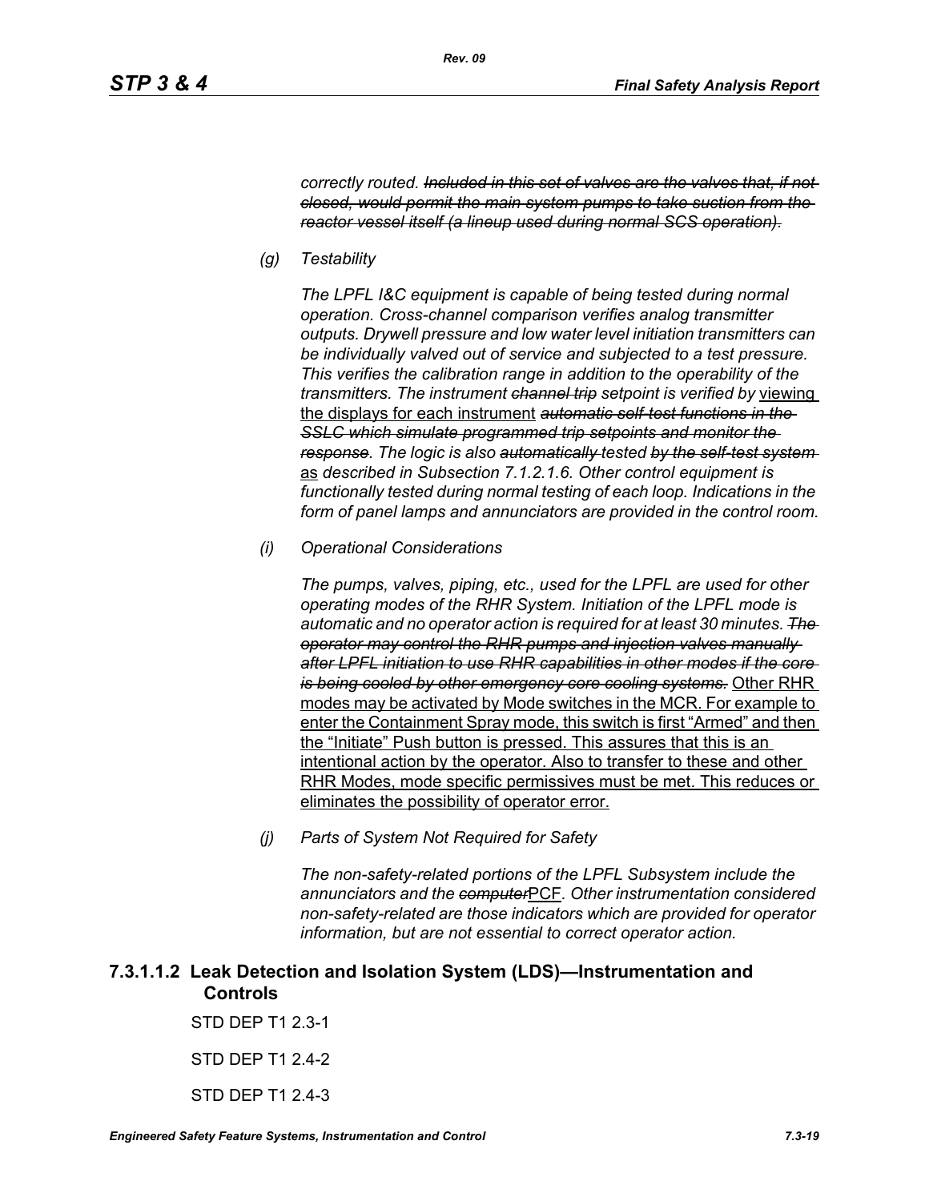*correctly routed. ~~Included in this set of valves are the valves that, if not closed, would permit the main system pumps to take suction from the reactor vessel itself (a lineup used during normal SCS operation).~~*

*(g) Testability*

*The LPFL I&C equipment is capable of being tested during normal operation. Cross-channel comparison verifies analog transmitter outputs. Drywell pressure and low water level initiation transmitters can be individually valved out of service and subjected to a test pressure. This verifies the calibration range in addition to the operability of the transmitters. The instrument ~~channel trip~~ setpoint is verified by* <u>viewing the displays for each instrument</u> *~~automatic self-test functions in the SSLC which simulate programmed trip setpoints and monitor the response~~. The logic is also ~~automatically~~ tested ~~by the self-test system~~* <u>as</u> *described in Subsection 7.1.2.1.6. Other control equipment is functionally tested during normal testing of each loop. Indications in the form of panel lamps and annunciators are provided in the control room.*

*(i) Operational Considerations*

*The pumps, valves, piping, etc., used for the LPFL are used for other operating modes of the RHR System. Initiation of the LPFL mode is automatic and no operator action is required for at least 30 minutes. ~~The operator may control the RHR pumps and injection valves manually after LPFL initiation to use RHR capabilities in other modes if the core is being cooled by other emergency core cooling systems.~~* <u>Other RHR modes may be activated by Mode switches in the MCR. For example to enter the Containment Spray mode, this switch is first "Armed" and then the "Initiate" Push button is pressed. This assures that this is an intentional action by the operator. Also to transfer to these and other RHR Modes, mode specific permissives must be met. This reduces or eliminates the possibility of operator error.</u>

*(j) Parts of System Not Required for Safety*

*The non-safety-related portions of the LPFL Subsystem include the annunciators and the ~~computer~~*<u>PCF</u>*. Other instrumentation considered non-safety-related are those indicators which are provided for operator information, but are not essential to correct operator action.*

### 7.3.1.1.2 Leak Detection and Isolation System (LDS)—Instrumentation and Controls

STD DEP T1 2.3-1

STD DEP T1 2.4-2

STD DEP T1 2.4-3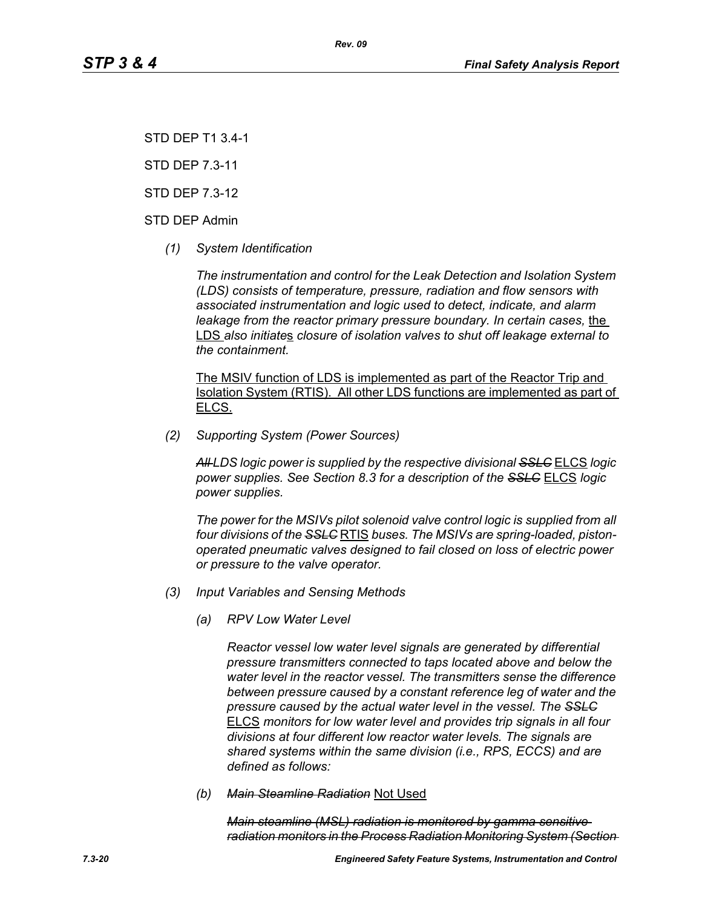STD DEP T1 3.4-1

STD DEP 7.3-11

STD DEP 7.3-12

STD DEP Admin

*(1) System Identification*

*The instrumentation and control for the Leak Detection and Isolation System (LDS) consists of temperature, pressure, radiation and flow sensors with associated instrumentation and logic used to detect, indicate, and alarm leakage from the reactor primary pressure boundary. In certain cases,* the LDS *also initiates closure of isolation valves to shut off leakage external to the containment.*

The MSIV function of LDS is implemented as part of the Reactor Trip and Isolation System (RTIS). All other LDS functions are implemented as part of ELCS.

*(2) Supporting System (Power Sources)*

~~*All*~~ *LDS logic power is supplied by the respective divisional* ~~*SSLC*~~ ELCS *logic power supplies. See Section 8.3 for a description of the* ~~*SSLC*~~ ELCS *logic power supplies.*

*The power for the MSIVs pilot solenoid valve control logic is supplied from all four divisions of the* ~~*SSLC*~~ RTIS *buses. The MSIVs are spring-loaded, piston-operated pneumatic valves designed to fail closed on loss of electric power or pressure to the valve operator.*

*(3) Input Variables and Sensing Methods*

*(a) RPV Low Water Level*

*Reactor vessel low water level signals are generated by differential pressure transmitters connected to taps located above and below the water level in the reactor vessel. The transmitters sense the difference between pressure caused by a constant reference leg of water and the pressure caused by the actual water level in the vessel. The* ~~*SSLC*~~ ELCS *monitors for low water level and provides trip signals in all four divisions at four different low reactor water levels. The signals are shared systems within the same division (i.e., RPS, ECCS) and are defined as follows:*

*(b)* ~~*Main Steamline Radiation*~~ Not Used

~~*Main steamline (MSL) radiation is monitored by gamma sensitive radiation monitors in the Process Radiation Monitoring System (Section*~~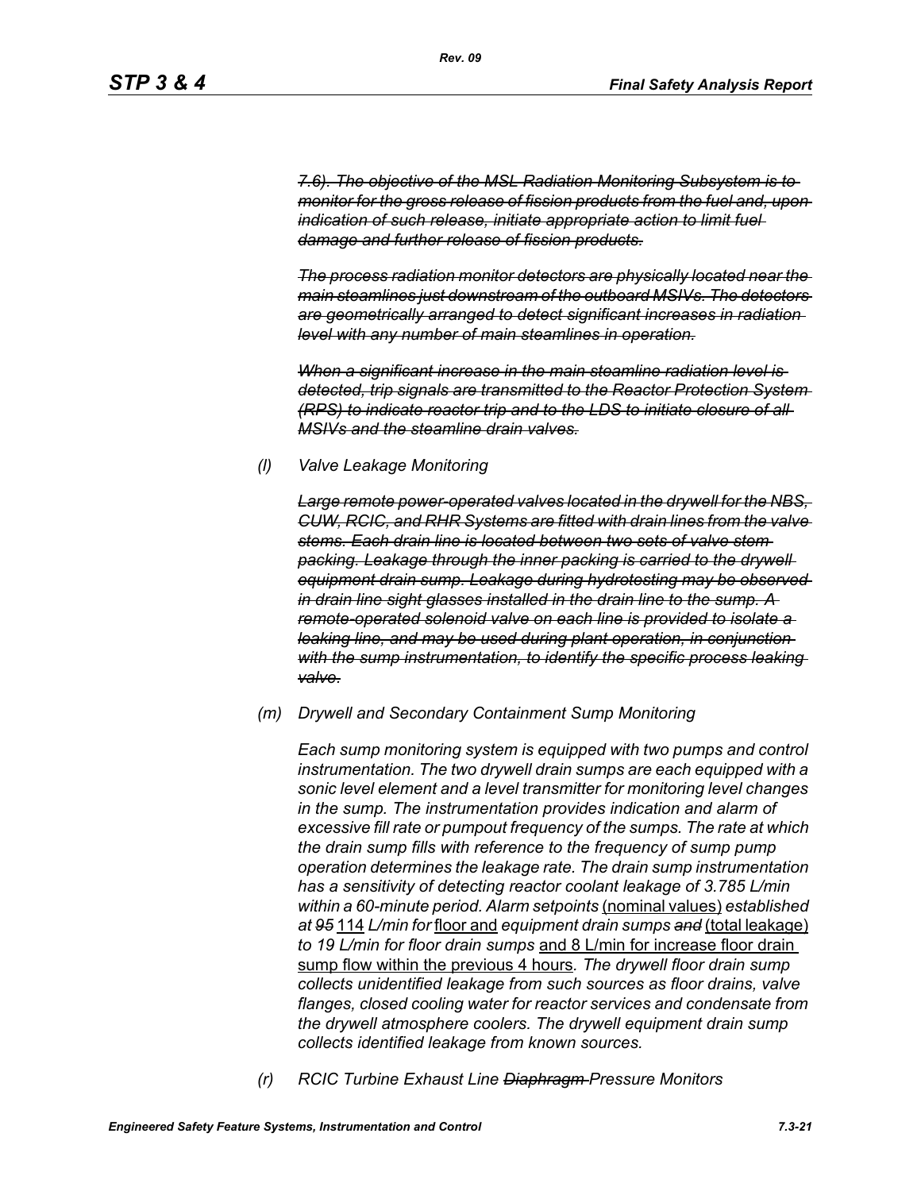~~*7.6). The objective of the MSL Radiation Monitoring Subsystem is to monitor for the gross release of fission products from the fuel and, upon indication of such release, initiate appropriate action to limit fuel damage and further release of fission products.*~~

~~*The process radiation monitor detectors are physically located near the main steamlines just downstream of the outboard MSIVs. The detectors are geometrically arranged to detect significant increases in radiation level with any number of main steamlines in operation.*~~

~~*When a significant increase in the main steamline radiation level is detected, trip signals are transmitted to the Reactor Protection System (RPS) to indicate reactor trip and to the LDS to initiate closure of all MSIVs and the steamline drain valves.*~~

*(l) Valve Leakage Monitoring*

~~*Large remote power-operated valves located in the drywell for the NBS, CUW, RCIC, and RHR Systems are fitted with drain lines from the valve stems. Each drain line is located between two sets of valve stem packing. Leakage through the inner packing is carried to the drywell equipment drain sump. Leakage during hydrotesting may be observed in drain line sight glasses installed in the drain line to the sump. A remote-operated solenoid valve on each line is provided to isolate a leaking line, and may be used during plant operation, in conjunction with the sump instrumentation, to identify the specific process leaking valve.*~~

*(m) Drywell and Secondary Containment Sump Monitoring*

*Each sump monitoring system is equipped with two pumps and control instrumentation. The two drywell drain sumps are each equipped with a sonic level element and a level transmitter for monitoring level changes in the sump. The instrumentation provides indication and alarm of excessive fill rate or pumpout frequency of the sumps. The rate at which the drain sump fills with reference to the frequency of sump pump operation determines the leakage rate. The drain sump instrumentation has a sensitivity of detecting reactor coolant leakage of 3.785 L/min within a 60-minute period. Alarm setpoints* <u>(nominal values)</u> *established at ~~95~~* <u>114</u> *L/min for* <u>floor and</u> *equipment drain sumps ~~and~~* <u>(total leakage)</u> *to 19 L/min for floor drain sumps* <u>and 8 L/min for increase floor drain sump flow within the previous 4 hours</u>*. The drywell floor drain sump collects unidentified leakage from such sources as floor drains, valve flanges, closed cooling water for reactor services and condensate from the drywell atmosphere coolers. The drywell equipment drain sump collects identified leakage from known sources.*

*(r) RCIC Turbine Exhaust Line ~~Diaphragm~~ Pressure Monitors*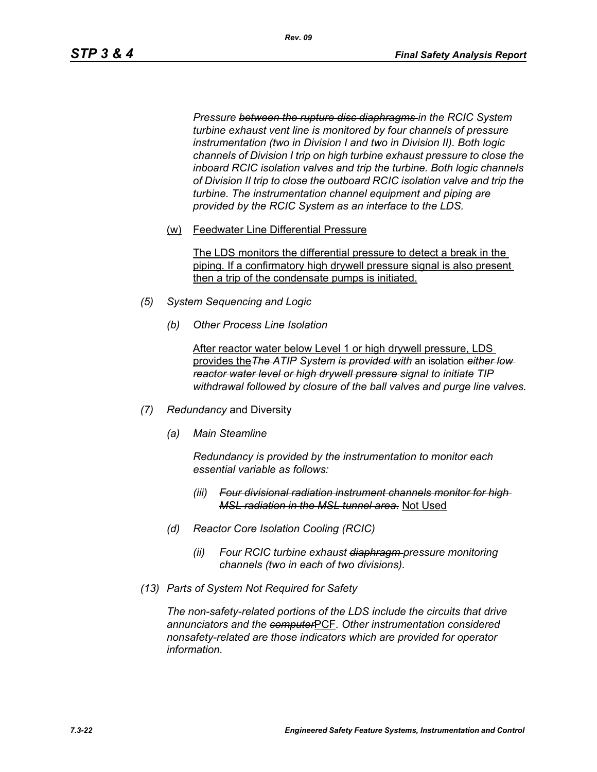*Pressure ~~between the rupture disc diaphragms~~ in the RCIC System turbine exhaust vent line is monitored by four channels of pressure instrumentation (two in Division I and two in Division II). Both logic channels of Division I trip on high turbine exhaust pressure to close the inboard RCIC isolation valves and trip the turbine. Both logic channels of Division II trip to close the outboard RCIC isolation valve and trip the turbine. The instrumentation channel equipment and piping are provided by the RCIC System as an interface to the LDS.*

(w) Feedwater Line Differential Pressure

The LDS monitors the differential pressure to detect a break in the piping. If a confirmatory high drywell pressure signal is also present then a trip of the condensate pumps is initiated.

*(5) System Sequencing and Logic*

*(b) Other Process Line Isolation*

After reactor water below Level 1 or high drywell pressure, LDS provides the~~*The*~~ *ATIP System ~~is provided~~ with* an isolation *~~either low reactor water level or high drywell pressure~~ signal to initiate TIP withdrawal followed by closure of the ball valves and purge line valves.*

*(7) Redundancy* and Diversity

*(a) Main Steamline*

*Redundancy is provided by the instrumentation to monitor each essential variable as follows:*

*(iii) ~~Four divisional radiation instrument channels monitor for high MSL radiation in the MSL tunnel area.~~* Not Used

*(d) Reactor Core Isolation Cooling (RCIC)*

*(ii) Four RCIC turbine exhaust ~~diaphragm~~ pressure monitoring channels (two in each of two divisions).*

*(13) Parts of System Not Required for Safety*

*The non-safety-related portions of the LDS include the circuits that drive annunciators and the ~~computer~~*PCF*. Other instrumentation considered nonsafety-related are those indicators which are provided for operator information.*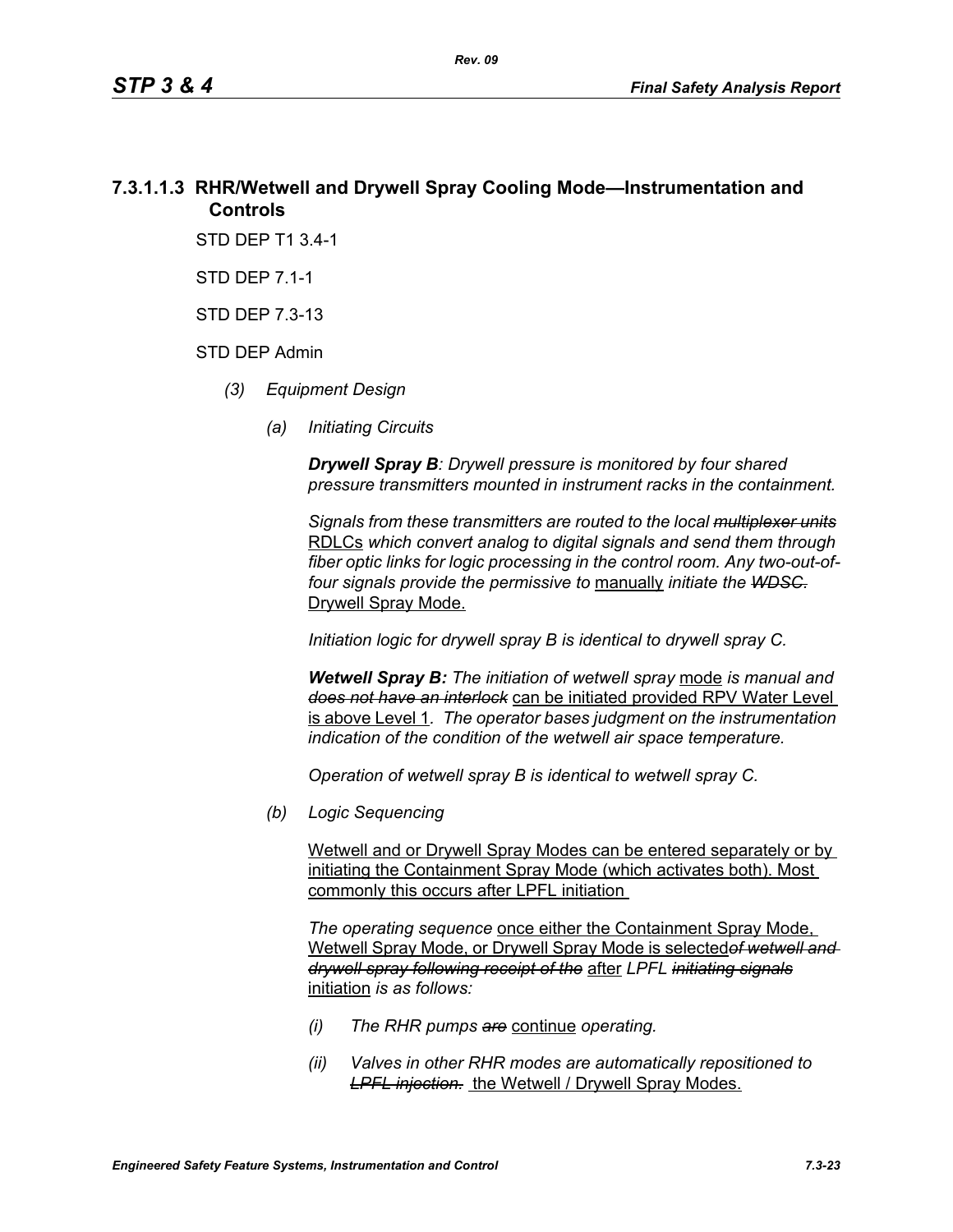### 7.3.1.1.3 RHR/Wetwell and Drywell Spray Cooling Mode—Instrumentation and Controls

STD DEP T1 3.4-1

STD DEP 7.1-1

STD DEP 7.3-13

STD DEP Admin

*(3) Equipment Design*

*(a) Initiating Circuits*

***Drywell Spray B**: Drywell pressure is monitored by four shared pressure transmitters mounted in instrument racks in the containment.*

*Signals from these transmitters are routed to the local ~~multiplexer units~~* <u>RDLCs</u> *which convert analog to digital signals and send them through fiber optic links for logic processing in the control room. Any two-out-of-four signals provide the permissive to* <u>manually</u> *initiate the ~~WDSC.~~* <u>Drywell Spray Mode.</u>

*Initiation logic for drywell spray B is identical to drywell spray C.*

***Wetwell Spray B:** The initiation of wetwell spray* <u>mode</u> *is manual and ~~does not have an interlock~~* <u>can be initiated provided RPV Water Level is above Level 1</u>*. The operator bases judgment on the instrumentation indication of the condition of the wetwell air space temperature.*

*Operation of wetwell spray B is identical to wetwell spray C.*

*(b) Logic Sequencing*

<u>Wetwell and or Drywell Spray Modes can be entered separately or by initiating the Containment Spray Mode (which activates both). Most commonly this occurs after LPFL initiation</u>

*The operating sequence* <u>once either the Containment Spray Mode, Wetwell Spray Mode, or Drywell Spray Mode is selected</u>*~~of wetwell and drywell spray following receipt of the~~* <u>after</u> *LPFL ~~initiating signals~~* <u>initiation</u> *is as follows:*

*(i) The RHR pumps ~~are~~* <u>continue</u> *operating.*

*(ii) Valves in other RHR modes are automatically repositioned to ~~LPFL injection.~~* <u>the Wetwell / Drywell Spray Modes.</u>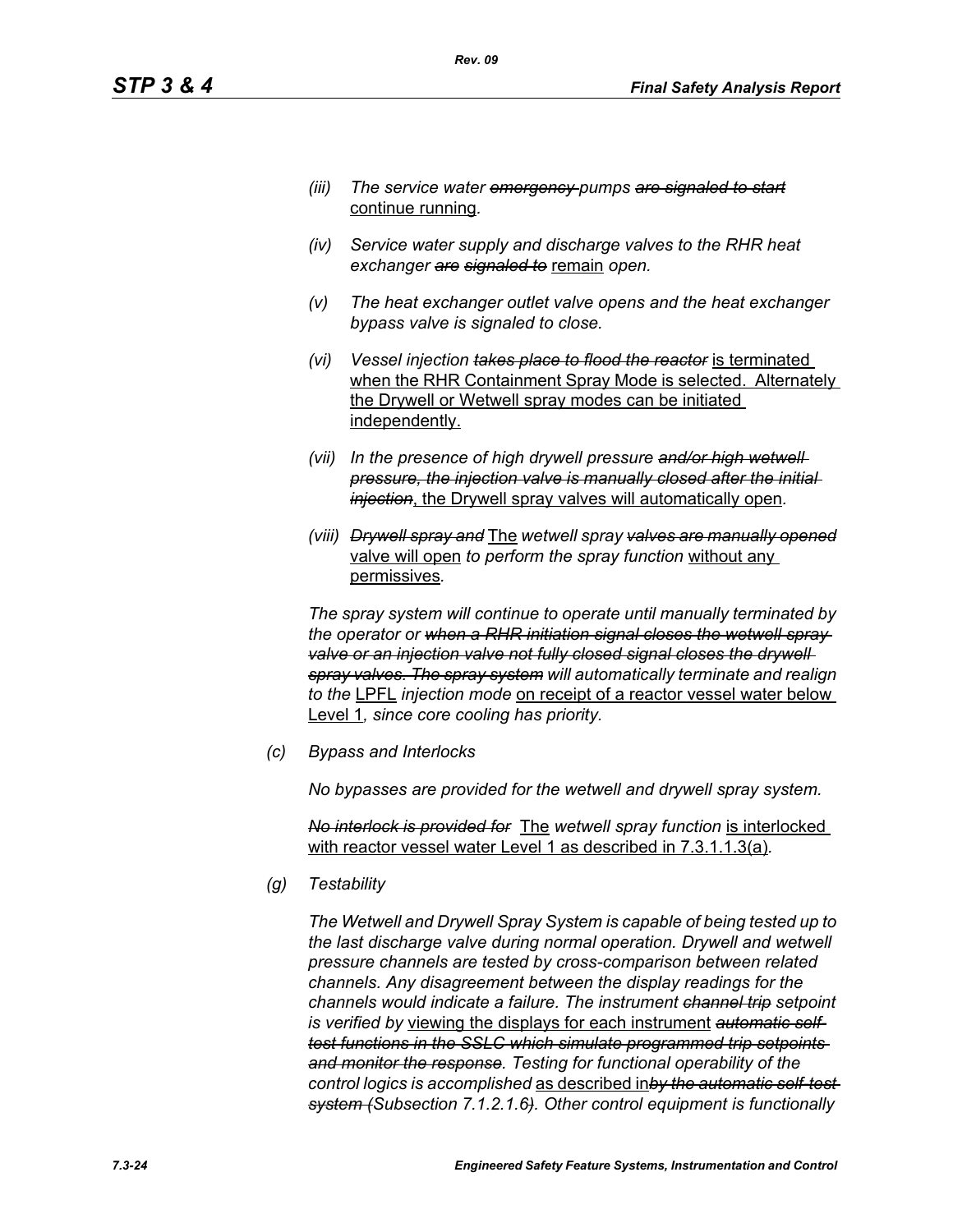*(iii) The service water ~~emergency~~ pumps ~~are signaled to start~~* <u>continue running</u>*.*

*(iv) Service water supply and discharge valves to the RHR heat exchanger ~~are signaled to~~* <u>remain</u> *open.*

*(v) The heat exchanger outlet valve opens and the heat exchanger bypass valve is signaled to close.*

*(vi) Vessel injection ~~takes place to flood the reactor~~* <u>is terminated when the RHR Containment Spray Mode is selected. Alternately the Drywell or Wetwell spray modes can be initiated independently.</u>

*(vii) In the presence of high drywell pressure ~~and/or high wetwell pressure, the injection valve is manually closed after the initial injection~~*<u>, the Drywell spray valves will automatically open</u>*.*

*(viii) ~~Drywell spray and~~* <u>The</u> *wetwell spray ~~valves are manually opened~~* <u>valve will open</u> *to perform the spray function* <u>without any permissives</u>*.*

*The spray system will continue to operate until manually terminated by the operator or ~~when a RHR initiation signal closes the wetwell spray valve or an injection valve not fully closed signal closes the drywell spray valves. The spray system~~ will automatically terminate and realign to the* <u>LPFL</u> *injection mode* <u>on receipt of a reactor vessel water below Level 1</u>*, since core cooling has priority.*

*(c) Bypass and Interlocks*

*No bypasses are provided for the wetwell and drywell spray system.*

*~~No interlock is provided for~~* <u>The</u> *wetwell spray function* <u>is interlocked with reactor vessel water Level 1 as described in 7.3.1.1.3(a)</u>*.*

*(g) Testability*

*The Wetwell and Drywell Spray System is capable of being tested up to the last discharge valve during normal operation. Drywell and wetwell pressure channels are tested by cross-comparison between related channels. Any disagreement between the display readings for the channels would indicate a failure. The instrument ~~channel trip~~ setpoint is verified by* <u>viewing the displays for each instrument</u> *~~automatic self-test functions in the SSLC which simulate programmed trip setpoints and monitor the response~~. Testing for functional operability of the control logics is accomplished* <u>as described in</u>*~~by the automatic self-test system (~~Subsection 7.1.2.1.6~~)~~. Other control equipment is functionally*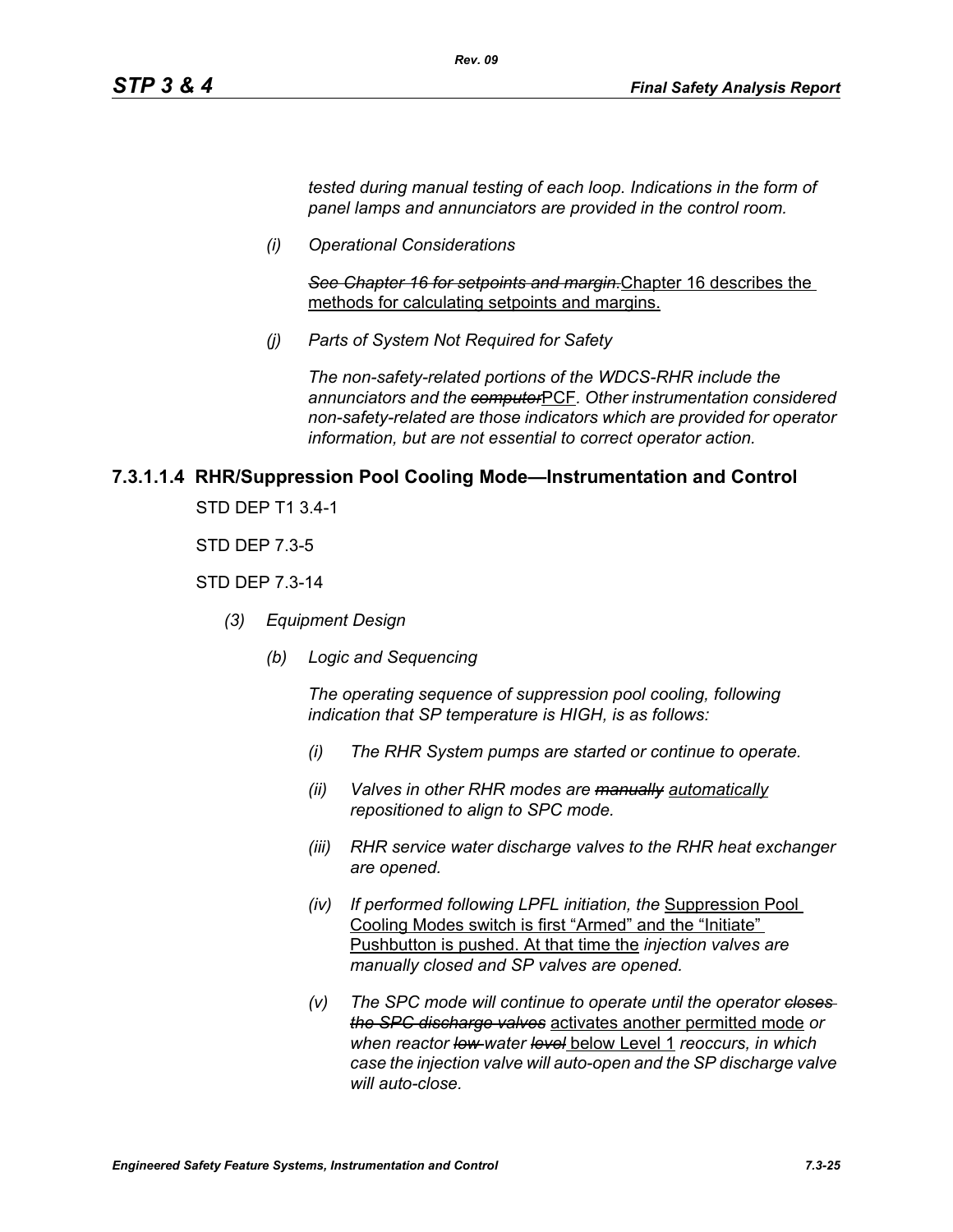*tested during manual testing of each loop. Indications in the form of panel lamps and annunciators are provided in the control room.*

*(i) Operational Considerations*

~~*See Chapter 16 for setpoints and margin.*~~<u>Chapter 16 describes the methods for calculating setpoints and margins.</u>

*(j) Parts of System Not Required for Safety*

*The non-safety-related portions of the WDCS-RHR include the annunciators and the* ~~*computer*~~<u>PCF</u>*. Other instrumentation considered non-safety-related are those indicators which are provided for operator information, but are not essential to correct operator action.*

### 7.3.1.1.4 RHR/Suppression Pool Cooling Mode—Instrumentation and Control

STD DEP T1 3.4-1

STD DEP 7.3-5

STD DEP 7.3-14

*(3) Equipment Design*

*(b) Logic and Sequencing*

*The operating sequence of suppression pool cooling, following indication that SP temperature is HIGH, is as follows:*

*(i) The RHR System pumps are started or continue to operate.*

*(ii) Valves in other RHR modes are* ~~*manually*~~ <u>*automatically*</u> *repositioned to align to SPC mode.*

*(iii) RHR service water discharge valves to the RHR heat exchanger are opened.*

*(iv) If performed following LPFL initiation, the* <u>Suppression Pool Cooling Modes switch is first "Armed" and the "Initiate" Pushbutton is pushed. At that time the</u> *injection valves are manually closed and SP valves are opened.*

*(v) The SPC mode will continue to operate until the operator* ~~*closes the SPC discharge valves*~~ <u>activates another permitted mode</u> *or when reactor* ~~*low*~~ *water* ~~*level*~~ <u>below Level 1</u> *reoccurs, in which case the injection valve will auto-open and the SP discharge valve will auto-close.*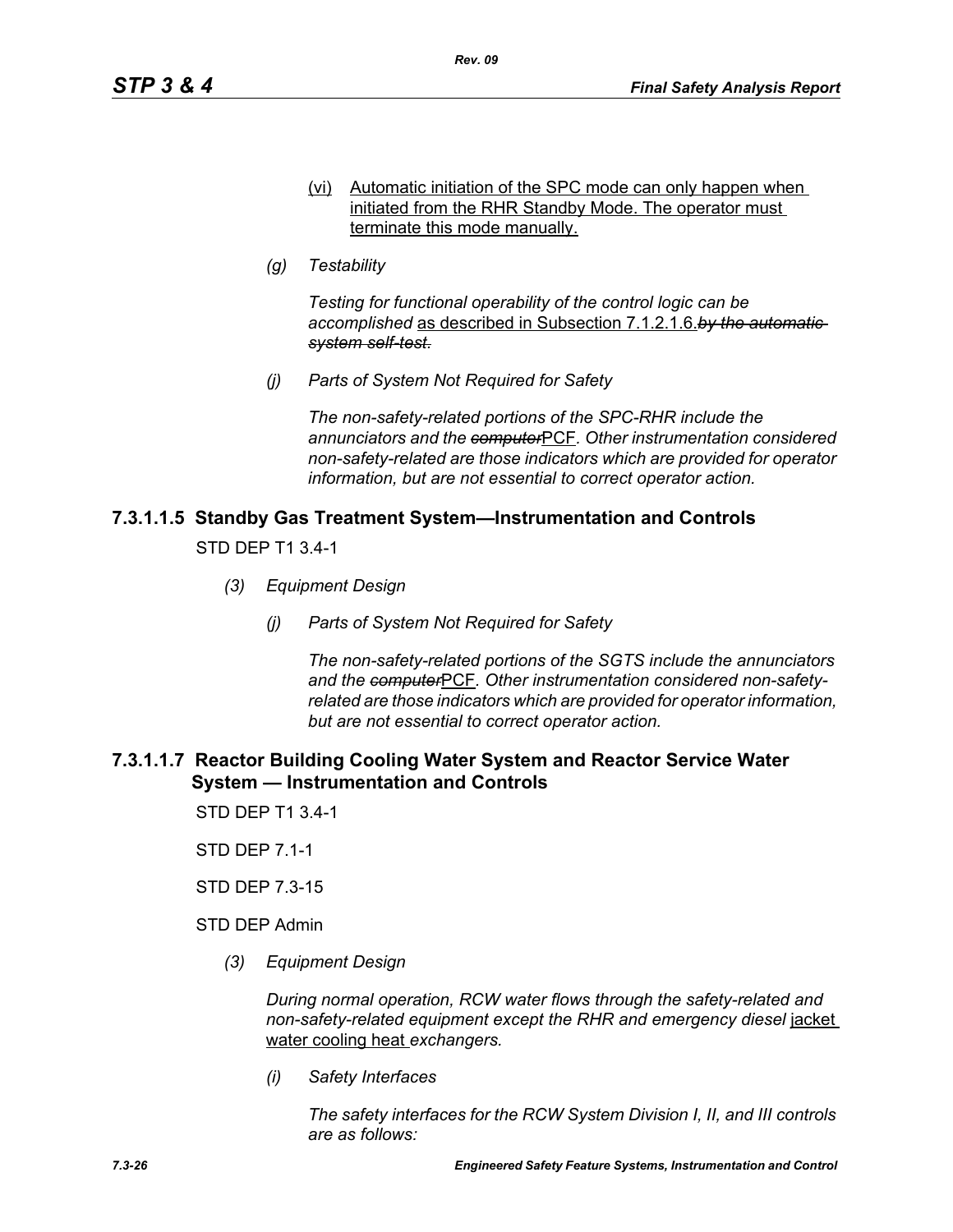(vi) Automatic initiation of the SPC mode can only happen when initiated from the RHR Standby Mode. The operator must terminate this mode manually.

*(g) Testability*

*Testing for functional operability of the control logic can be accomplished* as described in Subsection 7.1.2.1.6.~~*by the automatic system self-test.*~~

*(j) Parts of System Not Required for Safety*

*The non-safety-related portions of the SPC-RHR include the annunciators and the* ~~*computer*~~PCF*. Other instrumentation considered non-safety-related are those indicators which are provided for operator information, but are not essential to correct operator action.*

### 7.3.1.1.5 Standby Gas Treatment System—Instrumentation and Controls

STD DEP T1 3.4-1

*(3) Equipment Design*

*(j) Parts of System Not Required for Safety*

*The non-safety-related portions of the SGTS include the annunciators and the* ~~*computer*~~PCF*. Other instrumentation considered non-safety-related are those indicators which are provided for operator information, but are not essential to correct operator action.*

### 7.3.1.1.7 Reactor Building Cooling Water System and Reactor Service Water System — Instrumentation and Controls

STD DEP T1 3.4-1

STD DEP 7.1-1

STD DEP 7.3-15

STD DEP Admin

*(3) Equipment Design*

*During normal operation, RCW water flows through the safety-related and non-safety-related equipment except the RHR and emergency diesel* jacket water cooling heat *exchangers.*

*(i) Safety Interfaces*

*The safety interfaces for the RCW System Division I, II, and III controls are as follows:*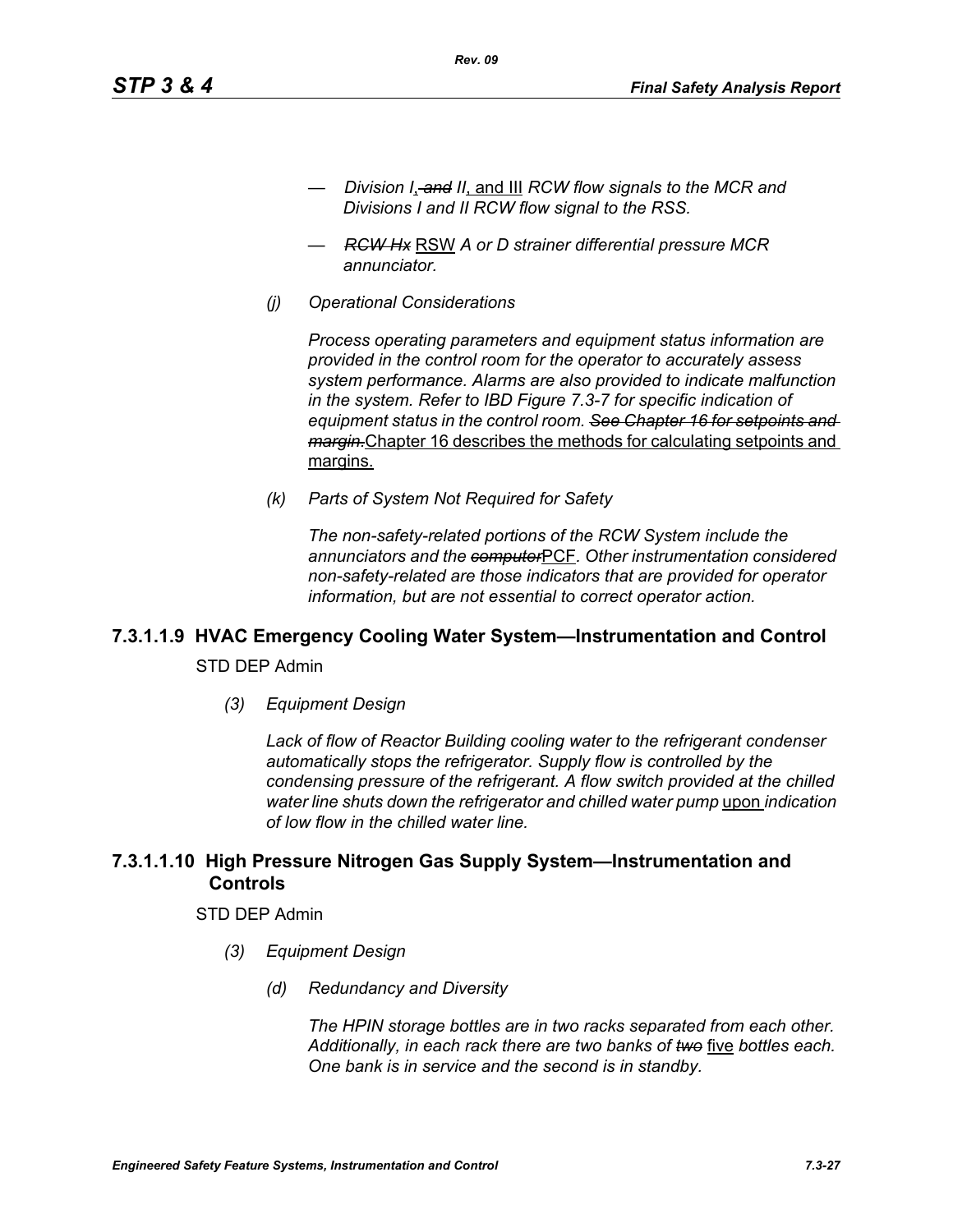- *Division I*, ~~*and*~~ *II*, and III *RCW flow signals to the MCR and Divisions I and II RCW flow signal to the RSS.*
- ~~*RCW Hx*~~ RSW *A or D strainer differential pressure MCR annunciator.*

*(j) Operational Considerations*

*Process operating parameters and equipment status information are provided in the control room for the operator to accurately assess system performance. Alarms are also provided to indicate malfunction in the system. Refer to IBD Figure 7.3-7 for specific indication of equipment status in the control room.* ~~*See Chapter 16 for setpoints and margin.*~~ Chapter 16 describes the methods for calculating setpoints and margins.

*(k) Parts of System Not Required for Safety*

*The non-safety-related portions of the RCW System include the annunciators and the* ~~*computer*~~PCF*. Other instrumentation considered non-safety-related are those indicators that are provided for operator information, but are not essential to correct operator action.*

### 7.3.1.1.9 HVAC Emergency Cooling Water System—Instrumentation and Control

STD DEP Admin

*(3) Equipment Design*

*Lack of flow of Reactor Building cooling water to the refrigerant condenser automatically stops the refrigerator. Supply flow is controlled by the condensing pressure of the refrigerant. A flow switch provided at the chilled water line shuts down the refrigerator and chilled water pump* upon *indication of low flow in the chilled water line.*

### 7.3.1.1.10 High Pressure Nitrogen Gas Supply System—Instrumentation and Controls

STD DEP Admin

*(3) Equipment Design*

*(d) Redundancy and Diversity*

*The HPIN storage bottles are in two racks separated from each other. Additionally, in each rack there are two banks of* ~~*two*~~ five *bottles each. One bank is in service and the second is in standby.*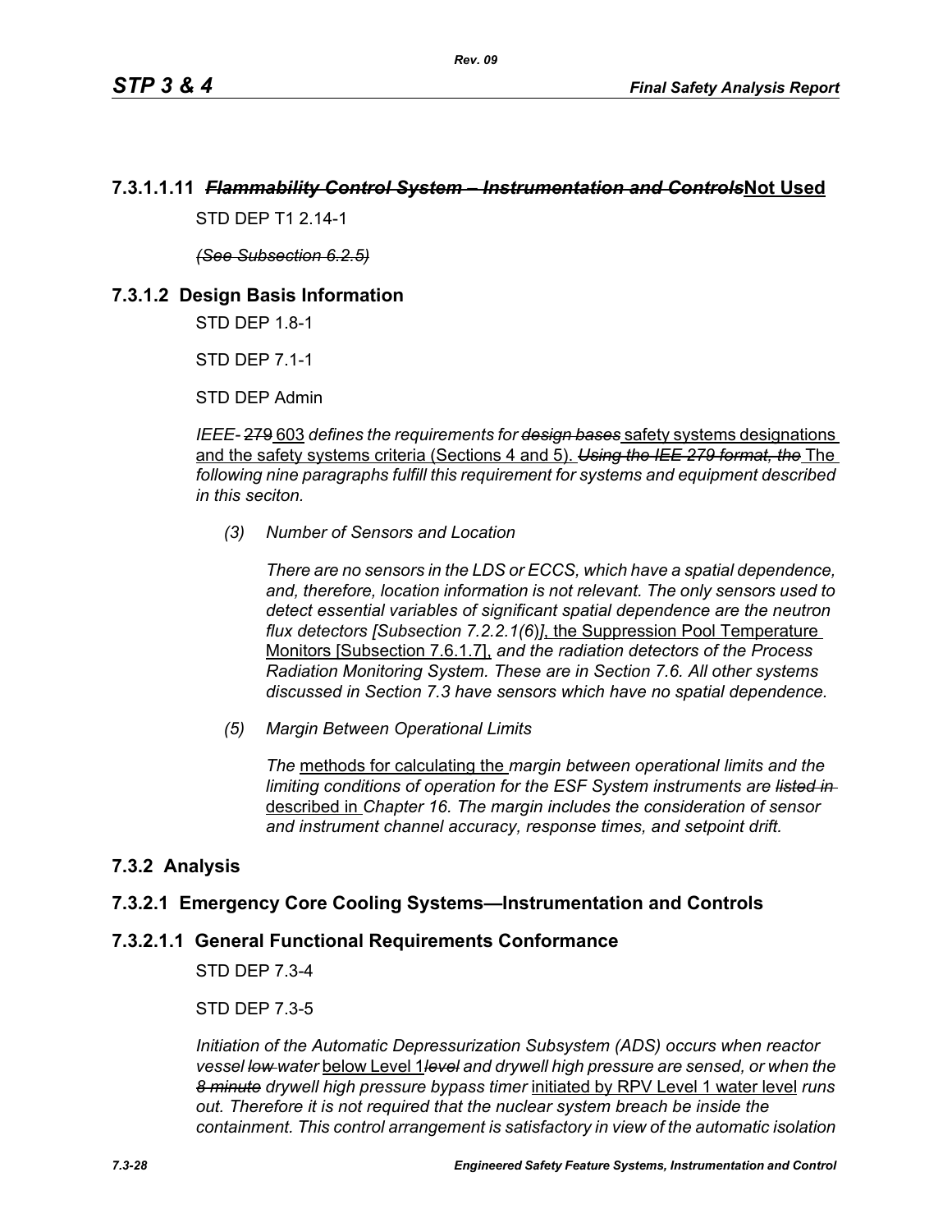### 7.3.1.1.11 ~~*Flammability Control System – Instrumentation and Controls*~~Not Used

STD DEP T1 2.14-1

~~*(See Subsection 6.2.5)*~~

## 7.3.1.2 Design Basis Information

STD DEP 1.8-1

STD DEP 7.1-1

STD DEP Admin

*IEEE-* ~~279~~ 603 *defines the requirements for* ~~*design bases*~~ safety systems designations and the safety systems criteria (Sections 4 and 5). ~~*Using the IEE 279 format, the*~~ The *following nine paragraphs fulfill this requirement for systems and equipment described in this seciton.*

*(3) Number of Sensors and Location*

*There are no sensors in the LDS or ECCS, which have a spatial dependence, and, therefore, location information is not relevant. The only sensors used to detect essential variables of significant spatial dependence are the neutron flux detectors [Subsection 7.2.2.1(6)]*, the Suppression Pool Temperature Monitors [Subsection 7.6.1.7], *and the radiation detectors of the Process Radiation Monitoring System. These are in Section 7.6. All other systems discussed in Section 7.3 have sensors which have no spatial dependence.*

*(5) Margin Between Operational Limits*

*The* methods for calculating the *margin between operational limits and the limiting conditions of operation for the ESF System instruments are* ~~*listed in*~~ described in *Chapter 16. The margin includes the consideration of sensor and instrument channel accuracy, response times, and setpoint drift.*

## 7.3.2 Analysis

### 7.3.2.1 Emergency Core Cooling Systems—Instrumentation and Controls

#### 7.3.2.1.1 General Functional Requirements Conformance

STD DEP 7.3-4

STD DEP 7.3-5

*Initiation of the Automatic Depressurization Subsystem (ADS) occurs when reactor vessel* ~~*low*~~ *water* below Level 1~~*level*~~ *and drywell high pressure are sensed, or when the* ~~*8 minute*~~ *drywell high pressure bypass timer* initiated by RPV Level 1 water level *runs out. Therefore it is not required that the nuclear system breach be inside the containment. This control arrangement is satisfactory in view of the automatic isolation*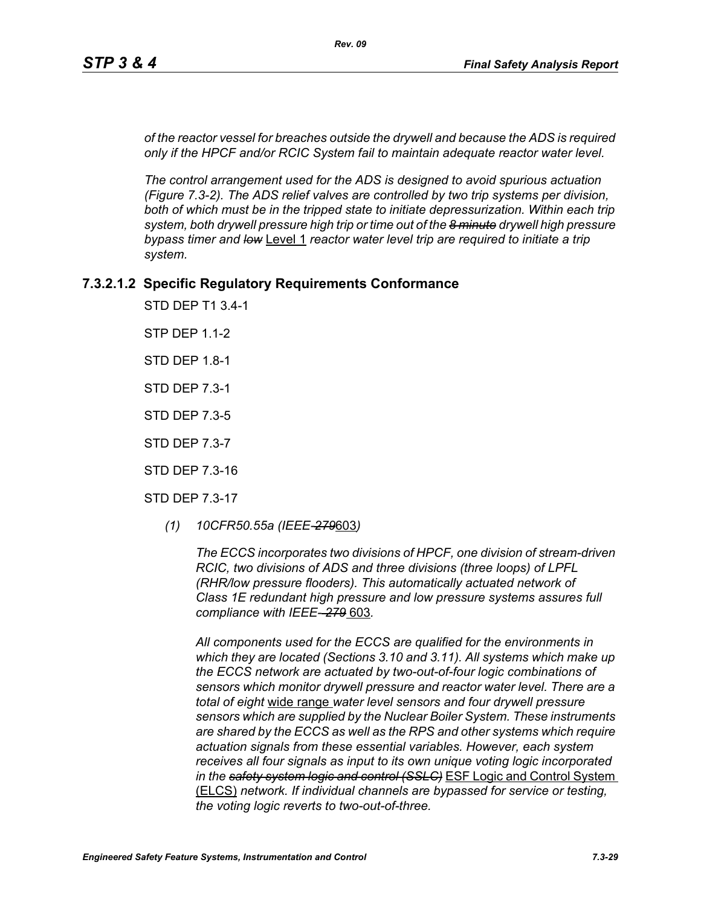*of the reactor vessel for breaches outside the drywell and because the ADS is required only if the HPCF and/or RCIC System fail to maintain adequate reactor water level.*

*The control arrangement used for the ADS is designed to avoid spurious actuation (Figure 7.3-2). The ADS relief valves are controlled by two trip systems per division, both of which must be in the tripped state to initiate depressurization. Within each trip system, both drywell pressure high trip or time out of the ~~8 minute~~ drywell high pressure bypass timer and ~~low~~* Level 1 *reactor water level trip are required to initiate a trip system.*

### 7.3.2.1.2 Specific Regulatory Requirements Conformance

STD DEP T1 3.4-1

STP DEP 1.1-2

STD DEP 1.8-1

STD DEP 7.3-1

STD DEP 7.3-5

STD DEP 7.3-7

STD DEP 7.3-16

STD DEP 7.3-17

*(1) 10CFR50.55a (IEEE-~~279~~*603*)*

*The ECCS incorporates two divisions of HPCF, one division of stream-driven RCIC, two divisions of ADS and three divisions (three loops) of LPFL (RHR/low pressure flooders). This automatically actuated network of Class 1E redundant high pressure and low pressure systems assures full compliance with IEEE-~~279~~* 603*.*

*All components used for the ECCS are qualified for the environments in which they are located (Sections 3.10 and 3.11). All systems which make up the ECCS network are actuated by two-out-of-four logic combinations of sensors which monitor drywell pressure and reactor water level. There are a total of eight* wide range *water level sensors and four drywell pressure sensors which are supplied by the Nuclear Boiler System. These instruments are shared by the ECCS as well as the RPS and other systems which require actuation signals from these essential variables. However, each system receives all four signals as input to its own unique voting logic incorporated in the ~~safety system logic and control (SSLC)~~* ESF Logic and Control System (ELCS) *network. If individual channels are bypassed for service or testing, the voting logic reverts to two-out-of-three.*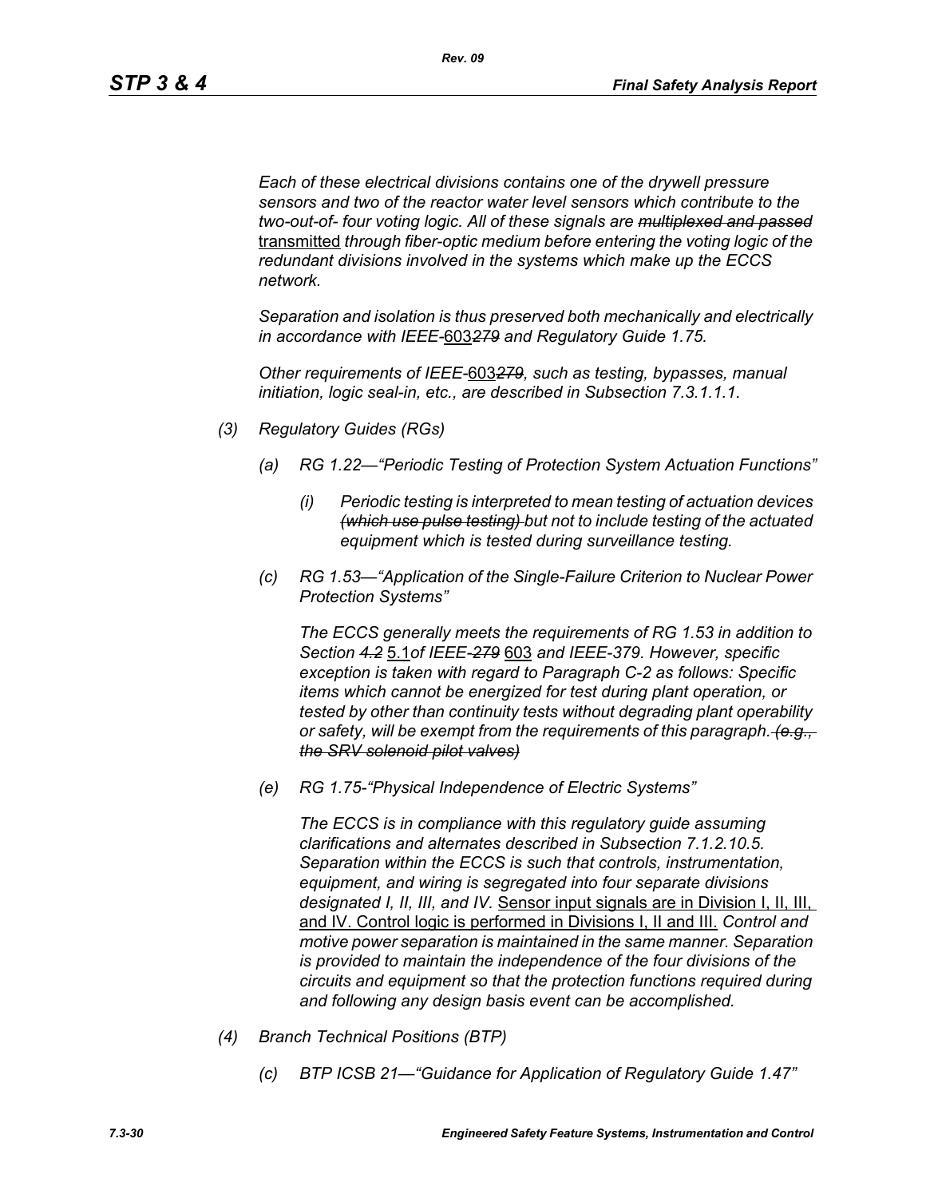*Each of these electrical divisions contains one of the drywell pressure sensors and two of the reactor water level sensors which contribute to the two-out-of- four voting logic. All of these signals are ~~multiplexed and passed~~* <u>transmitted</u> *through fiber-optic medium before entering the voting logic of the redundant divisions involved in the systems which make up the ECCS network.*

*Separation and isolation is thus preserved both mechanically and electrically in accordance with IEEE-*<u>603</u>*~~279~~ and Regulatory Guide 1.75.*

*Other requirements of IEEE-*<u>603</u>*~~279~~, such as testing, bypasses, manual initiation, logic seal-in, etc., are described in Subsection 7.3.1.1.1.*

*(3) Regulatory Guides (RGs)*

*(a) RG 1.22—"Periodic Testing of Protection System Actuation Functions"*

*(i) Periodic testing is interpreted to mean testing of actuation devices ~~(which use pulse testing)~~ but not to include testing of the actuated equipment which is tested during surveillance testing.*

*(c) RG 1.53—"Application of the Single-Failure Criterion to Nuclear Power Protection Systems"*

*The ECCS generally meets the requirements of RG 1.53 in addition to Section ~~4.2~~* <u>5.1</u>*of IEEE-~~279~~* <u>603</u> *and IEEE-379. However, specific exception is taken with regard to Paragraph C-2 as follows: Specific items which cannot be energized for test during plant operation, or tested by other than continuity tests without degrading plant operability or safety, will be exempt from the requirements of this paragraph. ~~(e.g., the SRV solenoid pilot valves)~~*

*(e) RG 1.75-"Physical Independence of Electric Systems"*

*The ECCS is in compliance with this regulatory guide assuming clarifications and alternates described in Subsection 7.1.2.10.5. Separation within the ECCS is such that controls, instrumentation, equipment, and wiring is segregated into four separate divisions designated I, II, III, and IV.* <u>Sensor input signals are in Division I, II, III, and IV. Control logic is performed in Divisions I, II and III.</u> *Control and motive power separation is maintained in the same manner. Separation is provided to maintain the independence of the four divisions of the circuits and equipment so that the protection functions required during and following any design basis event can be accomplished.*

*(4) Branch Technical Positions (BTP)*

*(c) BTP ICSB 21—"Guidance for Application of Regulatory Guide 1.47"*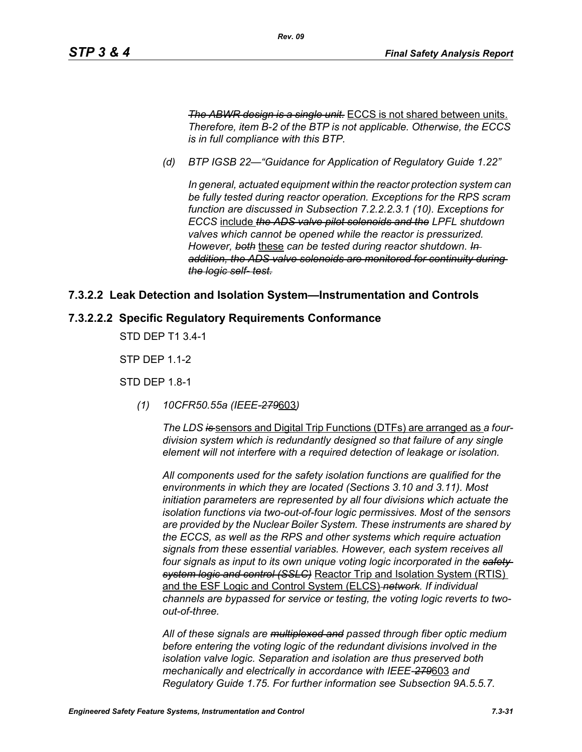*~~The ABWR design is a single unit.~~* ECCS is not shared between units. *Therefore, item B-2 of the BTP is not applicable. Otherwise, the ECCS is in full compliance with this BTP.*

*(d) BTP IGSB 22—"Guidance for Application of Regulatory Guide 1.22"*

*In general, actuated equipment within the reactor protection system can be fully tested during reactor operation. Exceptions for the RPS scram function are discussed in Subsection 7.2.2.2.3.1 (10). Exceptions for ECCS* include *~~the ADS valve pilot solenoids and the~~ LPFL shutdown valves which cannot be opened while the reactor is pressurized. However, ~~both~~* these *can be tested during reactor shutdown. ~~In addition, the ADS valve solenoids are monitored for continuity during the logic self- test.~~*

## 7.3.2.2 Leak Detection and Isolation System—Instrumentation and Controls

## 7.3.2.2.2 Specific Regulatory Requirements Conformance

STD DEP T1 3.4-1

STP DEP 1.1-2

STD DEP 1.8-1

*(1) 10CFR50.55a (IEEE-~~279~~*603*)*

*The LDS ~~is~~* sensors and Digital Trip Functions (DTFs) are arranged as *a four-division system which is redundantly designed so that failure of any single element will not interfere with a required detection of leakage or isolation.*

*All components used for the safety isolation functions are qualified for the environments in which they are located (Sections 3.10 and 3.11). Most initiation parameters are represented by all four divisions which actuate the isolation functions via two-out-of-four logic permissives. Most of the sensors are provided by the Nuclear Boiler System. These instruments are shared by the ECCS, as well as the RPS and other systems which require actuation signals from these essential variables. However, each system receives all four signals as input to its own unique voting logic incorporated in the ~~safety system logic and control (SSLC)~~* Reactor Trip and Isolation System (RTIS) and the ESF Logic and Control System (ELCS) *~~network~~. If individual channels are bypassed for service or testing, the voting logic reverts to two-out-of-three.*

*All of these signals are ~~multiplexed and~~ passed through fiber optic medium before entering the voting logic of the redundant divisions involved in the isolation valve logic. Separation and isolation are thus preserved both mechanically and electrically in accordance with IEEE-~~279~~*603 *and Regulatory Guide 1.75. For further information see Subsection 9A.5.5.7.*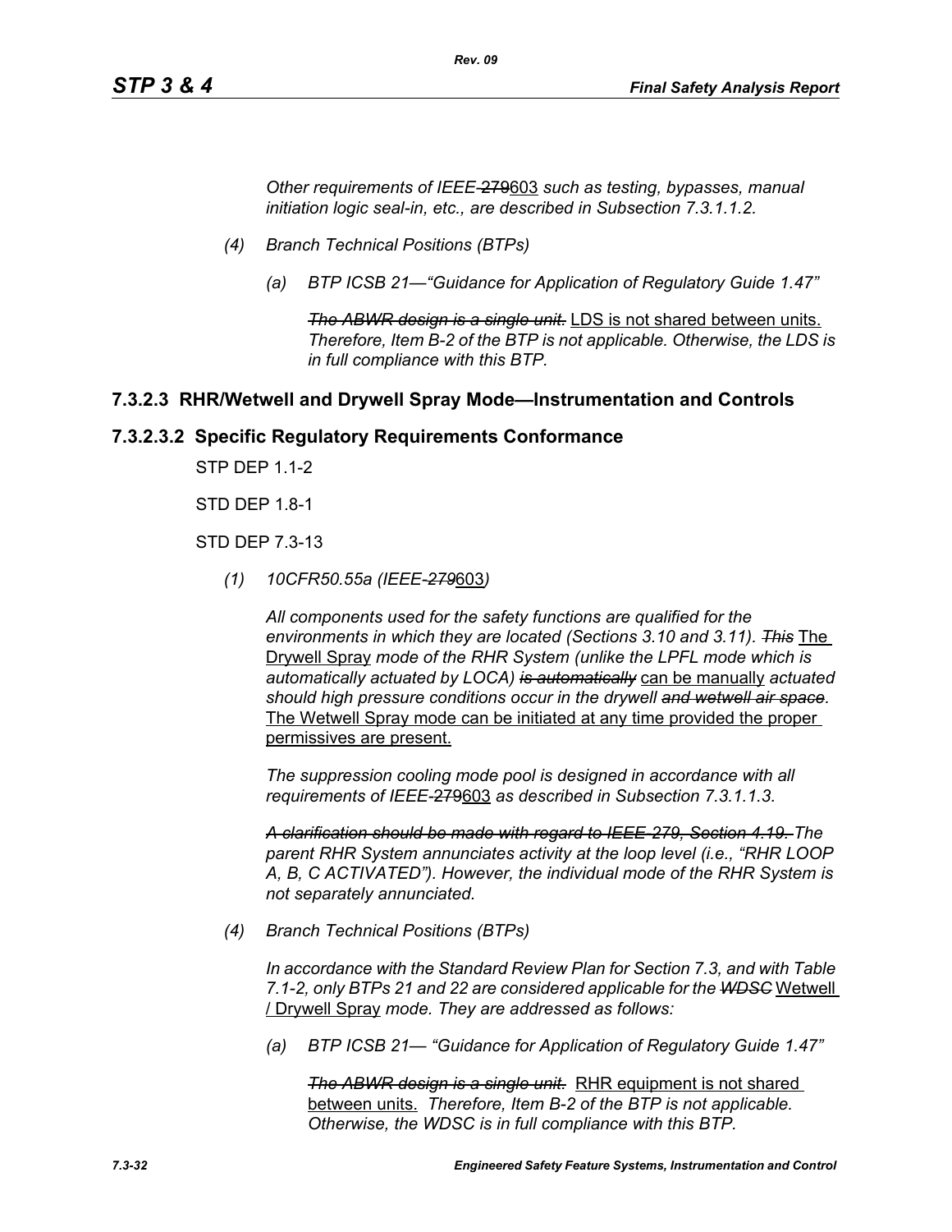*Other requirements of IEEE-~~279~~603 such as testing, bypasses, manual initiation logic seal-in, etc., are described in Subsection 7.3.1.1.2.*

*(4) Branch Technical Positions (BTPs)*

*(a) BTP ICSB 21—"Guidance for Application of Regulatory Guide 1.47"*

~~*The ABWR design is a single unit.*~~ LDS is not shared between units. *Therefore, Item B-2 of the BTP is not applicable. Otherwise, the LDS is in full compliance with this BTP.*

## 7.3.2.3 RHR/Wetwell and Drywell Spray Mode—Instrumentation and Controls

### 7.3.2.3.2 Specific Regulatory Requirements Conformance

STP DEP 1.1-2

STD DEP 1.8-1

STD DEP 7.3-13

*(1) 10CFR50.55a (IEEE-~~279~~603)*

*All components used for the safety functions are qualified for the environments in which they are located (Sections 3.10 and 3.11).* ~~*This*~~ The Drywell Spray *mode of the RHR System (unlike the LPFL mode which is automatically actuated by LOCA)* ~~*is automatically*~~ can be manually *actuated should high pressure conditions occur in the drywell* ~~*and wetwell air space*~~*.* The Wetwell Spray mode can be initiated at any time provided the proper permissives are present.

*The suppression cooling mode pool is designed in accordance with all requirements of IEEE-~~279~~603 as described in Subsection 7.3.1.1.3.*

~~*A clarification should be made with regard to IEEE-279, Section 4.19.*~~ *The parent RHR System annunciates activity at the loop level (i.e., "RHR LOOP A, B, C ACTIVATED"). However, the individual mode of the RHR System is not separately annunciated.*

*(4) Branch Technical Positions (BTPs)*

*In accordance with the Standard Review Plan for Section 7.3, and with Table 7.1-2, only BTPs 21 and 22 are considered applicable for the* ~~*WDSC*~~ Wetwell / Drywell Spray *mode. They are addressed as follows:*

*(a) BTP ICSB 21— "Guidance for Application of Regulatory Guide 1.47"*

~~*The ABWR design is a single unit.*~~ RHR equipment is not shared between units. *Therefore, Item B-2 of the BTP is not applicable. Otherwise, the WDSC is in full compliance with this BTP.*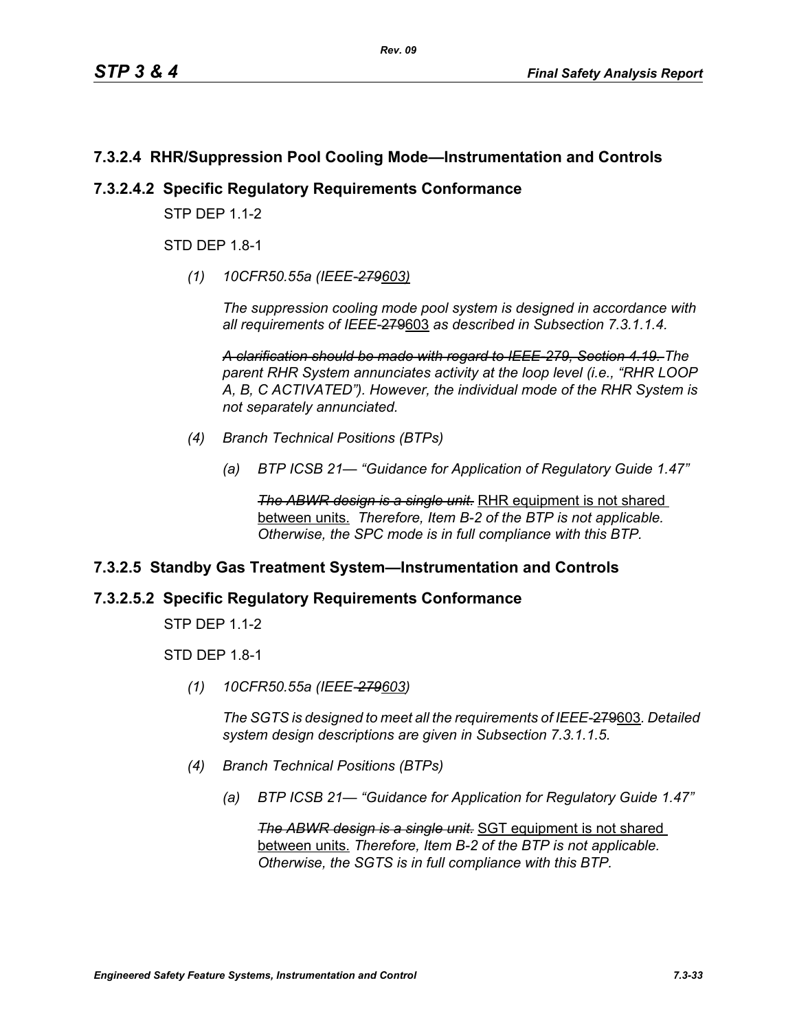## 7.3.2.4 RHR/Suppression Pool Cooling Mode—Instrumentation and Controls

### 7.3.2.4.2 Specific Regulatory Requirements Conformance

STP DEP 1.1-2

STD DEP 1.8-1

*(1) 10CFR50.55a (IEEE-~~279~~603)*

*The suppression cooling mode pool system is designed in accordance with all requirements of IEEE-~~279~~603 as described in Subsection 7.3.1.1.4.*

*~~A clarification should be made with regard to IEEE-279, Section 4.19.~~ The parent RHR System annunciates activity at the loop level (i.e., "RHR LOOP A, B, C ACTIVATED"). However, the individual mode of the RHR System is not separately annunciated.*

*(4) Branch Technical Positions (BTPs)*

*(a) BTP ICSB 21— "Guidance for Application of Regulatory Guide 1.47"*

*~~The ABWR design is a single unit.~~* RHR equipment is not shared between units. *Therefore, Item B-2 of the BTP is not applicable. Otherwise, the SPC mode is in full compliance with this BTP.*

## 7.3.2.5 Standby Gas Treatment System—Instrumentation and Controls

### 7.3.2.5.2 Specific Regulatory Requirements Conformance

STP DEP 1.1-2

STD DEP 1.8-1

*(1) 10CFR50.55a (IEEE-~~279~~603)*

*The SGTS is designed to meet all the requirements of IEEE-~~279~~603. Detailed system design descriptions are given in Subsection 7.3.1.1.5.*

*(4) Branch Technical Positions (BTPs)*

*(a) BTP ICSB 21— "Guidance for Application for Regulatory Guide 1.47"*

*~~The ABWR design is a single unit.~~* SGT equipment is not shared between units. *Therefore, Item B-2 of the BTP is not applicable. Otherwise, the SGTS is in full compliance with this BTP.*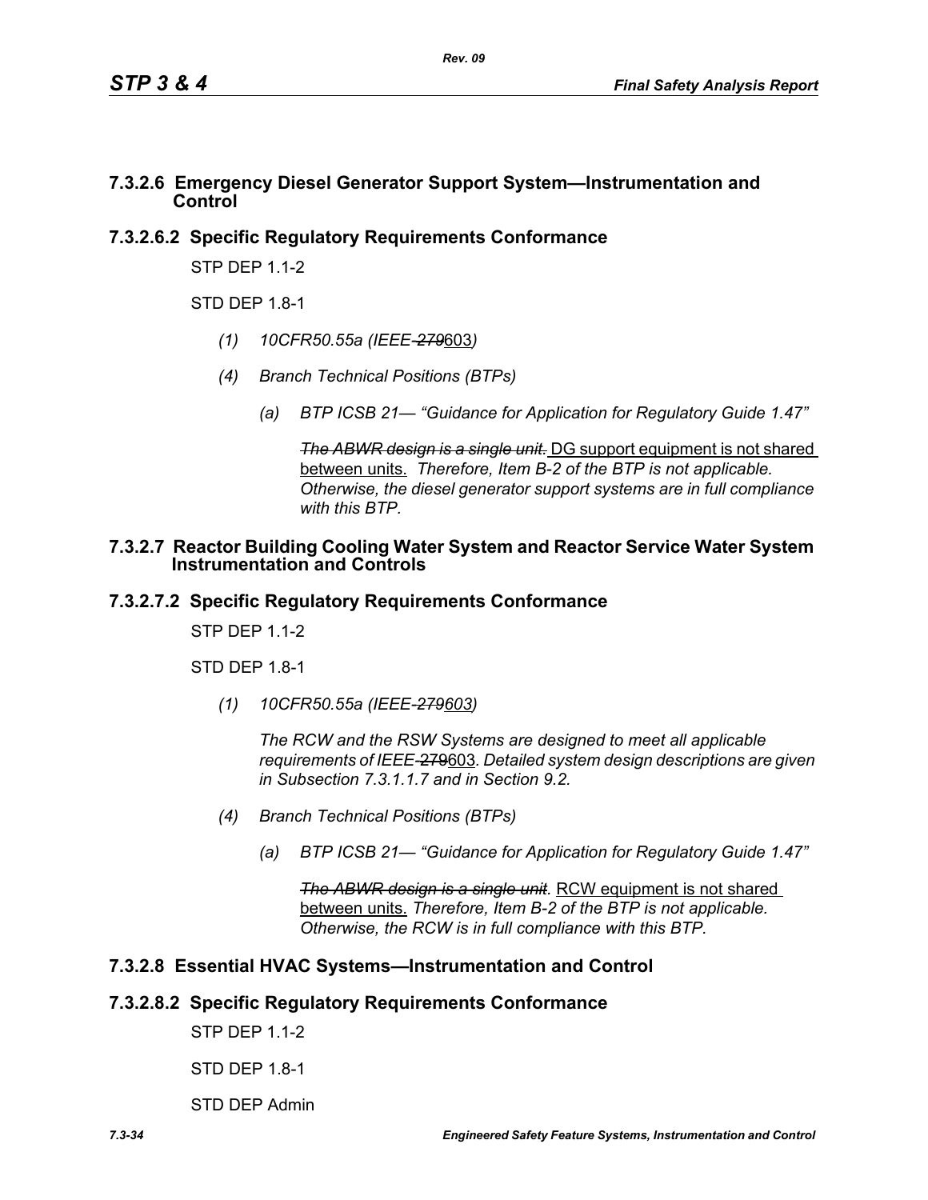## 7.3.2.6 Emergency Diesel Generator Support System—Instrumentation and Control

### 7.3.2.6.2 Specific Regulatory Requirements Conformance

STP DEP 1.1-2

STD DEP 1.8-1

*(1) 10CFR50.55a (IEEE-~~279~~603)*

*(4) Branch Technical Positions (BTPs)*

*(a) BTP ICSB 21— "Guidance for Application for Regulatory Guide 1.47"*

~~*The ABWR design is a single unit.*~~ DG support equipment is not shared between units. *Therefore, Item B-2 of the BTP is not applicable. Otherwise, the diesel generator support systems are in full compliance with this BTP.*

## 7.3.2.7 Reactor Building Cooling Water System and Reactor Service Water System Instrumentation and Controls

### 7.3.2.7.2 Specific Regulatory Requirements Conformance

STP DEP 1.1-2

STD DEP 1.8-1

*(1) 10CFR50.55a (IEEE-~~279~~603)*

*The RCW and the RSW Systems are designed to meet all applicable requirements of IEEE-~~279~~603. Detailed system design descriptions are given in Subsection 7.3.1.1.7 and in Section 9.2.*

*(4) Branch Technical Positions (BTPs)*

*(a) BTP ICSB 21— "Guidance for Application for Regulatory Guide 1.47"*

~~*The ABWR design is a single unit.*~~ RCW equipment is not shared between units. *Therefore, Item B-2 of the BTP is not applicable. Otherwise, the RCW is in full compliance with this BTP.*

## 7.3.2.8 Essential HVAC Systems—Instrumentation and Control

### 7.3.2.8.2 Specific Regulatory Requirements Conformance

STP DEP 1.1-2

STD DEP 1.8-1

STD DEP Admin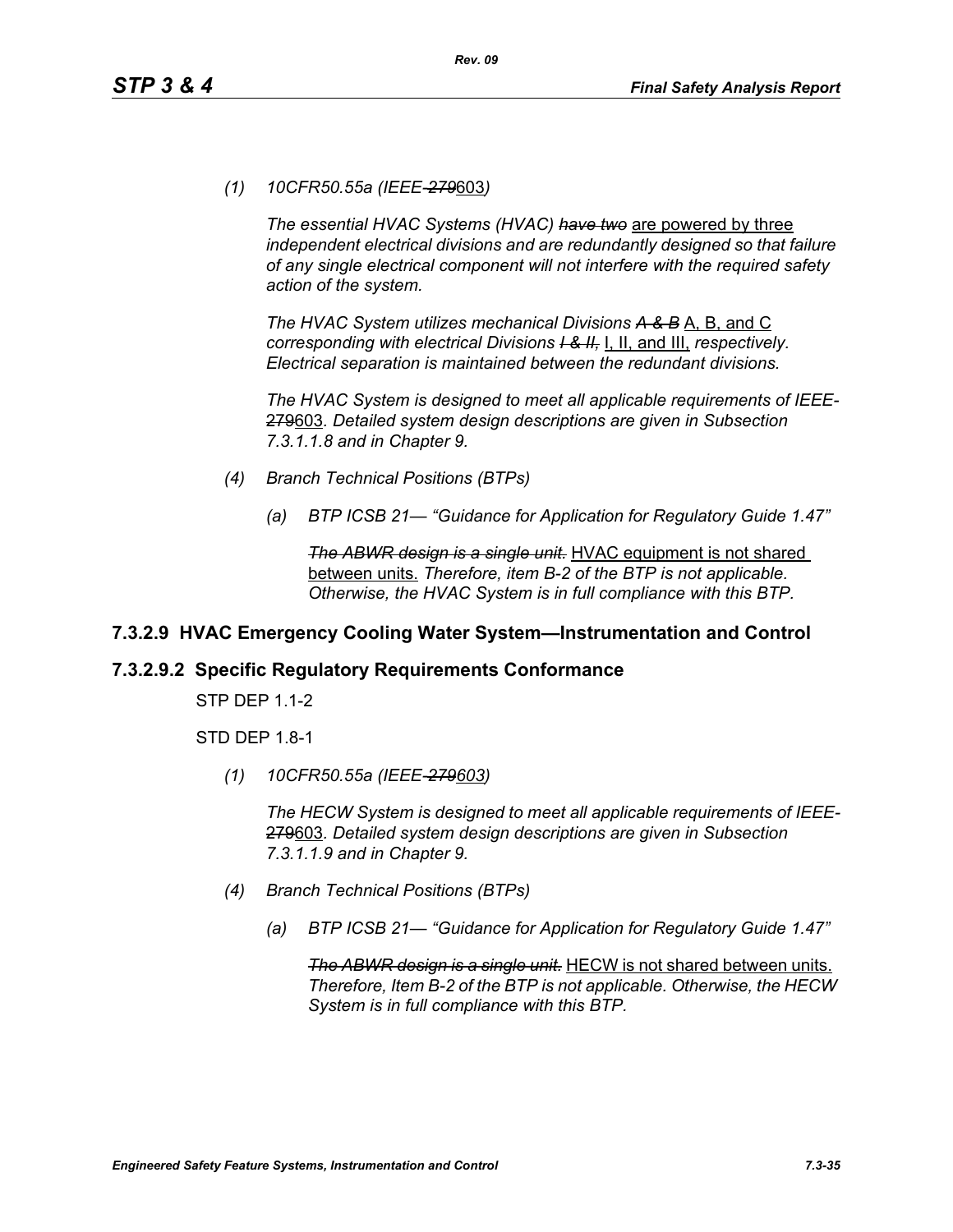*(1) 10CFR50.55a (IEEE-~~279~~603)*

*The essential HVAC Systems (HVAC) ~~have two~~* are powered by three *independent electrical divisions and are redundantly designed so that failure of any single electrical component will not interfere with the required safety action of the system.*

*The HVAC System utilizes mechanical Divisions ~~A & B~~* A, B, and C *corresponding with electrical Divisions ~~I & II,~~* I, II, and III, *respectively. Electrical separation is maintained between the redundant divisions.*

*The HVAC System is designed to meet all applicable requirements of IEEE-*~~279~~603*. Detailed system design descriptions are given in Subsection 7.3.1.1.8 and in Chapter 9.*

*(4) Branch Technical Positions (BTPs)*

*(a) BTP ICSB 21— "Guidance for Application for Regulatory Guide 1.47"*

*~~The ABWR design is a single unit.~~* HVAC equipment is not shared between units. *Therefore, item B-2 of the BTP is not applicable. Otherwise, the HVAC System is in full compliance with this BTP.*

## 7.3.2.9 HVAC Emergency Cooling Water System—Instrumentation and Control

### 7.3.2.9.2 Specific Regulatory Requirements Conformance

STP DEP 1.1-2

STD DEP 1.8-1

*(1) 10CFR50.55a (IEEE-~~279~~603)*

*The HECW System is designed to meet all applicable requirements of IEEE-*~~279~~603*. Detailed system design descriptions are given in Subsection 7.3.1.1.9 and in Chapter 9.*

*(4) Branch Technical Positions (BTPs)*

*(a) BTP ICSB 21— "Guidance for Application for Regulatory Guide 1.47"*

*~~The ABWR design is a single unit.~~* HECW is not shared between units. *Therefore, Item B-2 of the BTP is not applicable. Otherwise, the HECW System is in full compliance with this BTP.*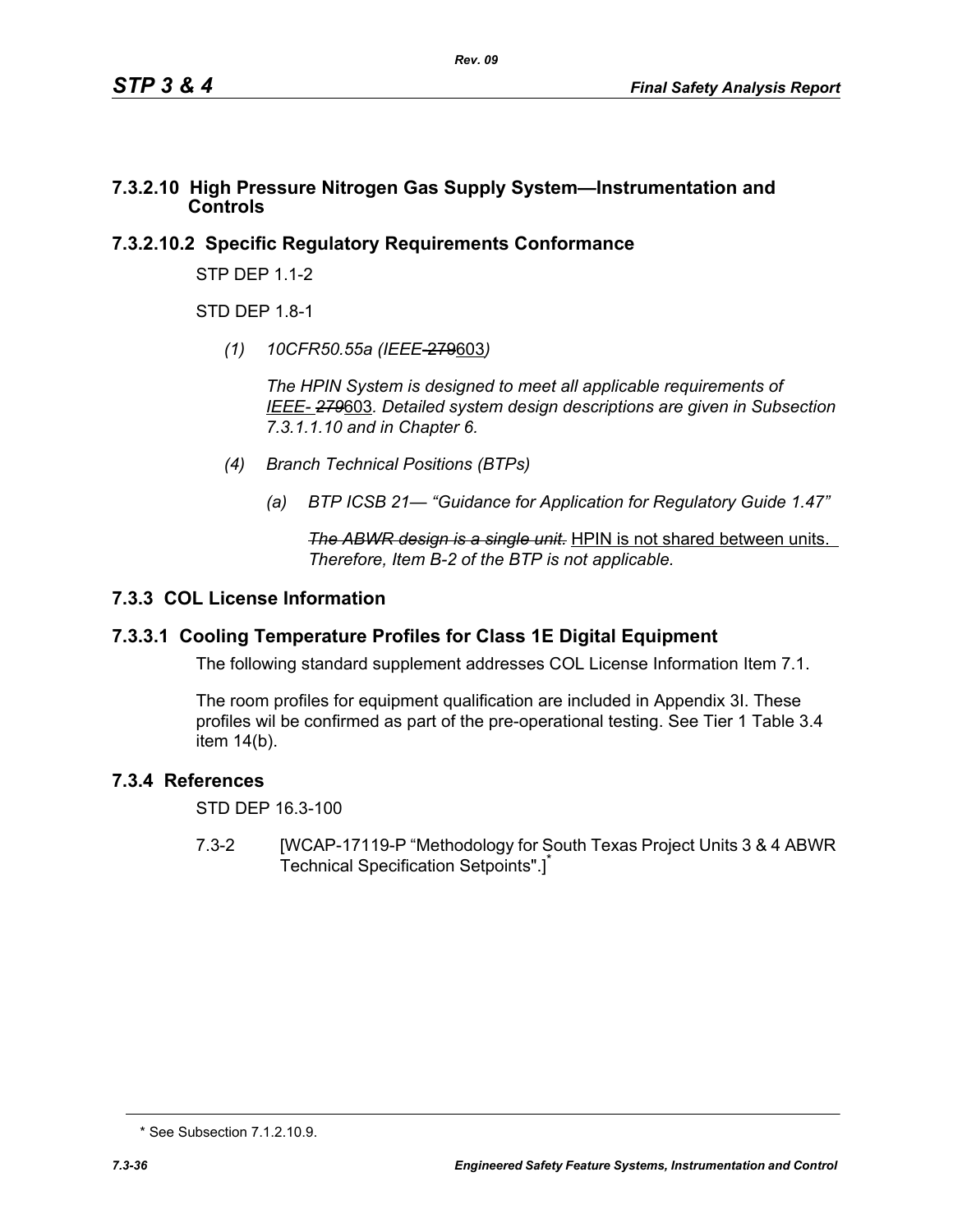## 7.3.2.10 High Pressure Nitrogen Gas Supply System—Instrumentation and Controls

## 7.3.2.10.2 Specific Regulatory Requirements Conformance

STP DEP 1.1-2

STD DEP 1.8-1

*(1) 10CFR50.55a (IEEE-~~279~~603)*

*The HPIN System is designed to meet all applicable requirements of IEEE- ~~279~~603. Detailed system design descriptions are given in Subsection 7.3.1.1.10 and in Chapter 6.*

*(4) Branch Technical Positions (BTPs)*

*(a) BTP ICSB 21— "Guidance for Application for Regulatory Guide 1.47"*

*~~The ABWR design is a single unit.~~ HPIN is not shared between units. Therefore, Item B-2 of the BTP is not applicable.*

## 7.3.3 COL License Information

## 7.3.3.1 Cooling Temperature Profiles for Class 1E Digital Equipment

The following standard supplement addresses COL License Information Item 7.1.

The room profiles for equipment qualification are included in Appendix 3I. These profiles wil be confirmed as part of the pre-operational testing. See Tier 1 Table 3.4 item 14(b).

## 7.3.4 References

STD DEP 16.3-100

7.3-2 [WCAP-17119-P "Methodology for South Texas Project Units 3 & 4 ABWR Technical Specification Setpoints".]*

* See Subsection 7.1.2.10.9.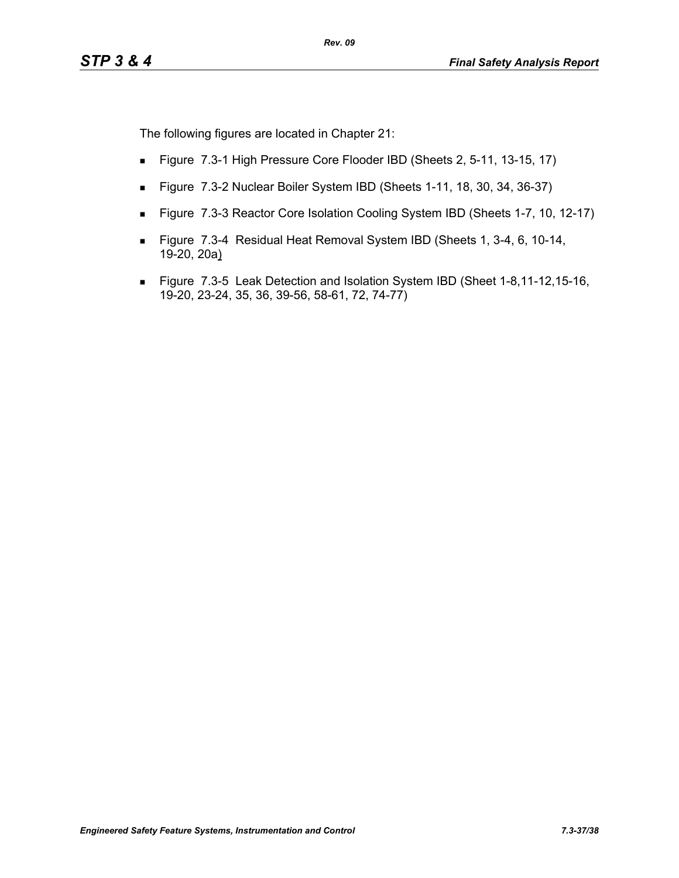The following figures are located in Chapter 21:

- Figure 7.3-1 High Pressure Core Flooder IBD (Sheets 2, 5-11, 13-15, 17)
- Figure 7.3-2 Nuclear Boiler System IBD (Sheets 1-11, 18, 30, 34, 36-37)
- Figure 7.3-3 Reactor Core Isolation Cooling System IBD (Sheets 1-7, 10, 12-17)
- Figure 7.3-4 Residual Heat Removal System IBD (Sheets 1, 3-4, 6, 10-14, 19-20, 20a)
- Figure 7.3-5 Leak Detection and Isolation System IBD (Sheet 1-8,11-12,15-16, 19-20, 23-24, 35, 36, 39-56, 58-61, 72, 74-77)